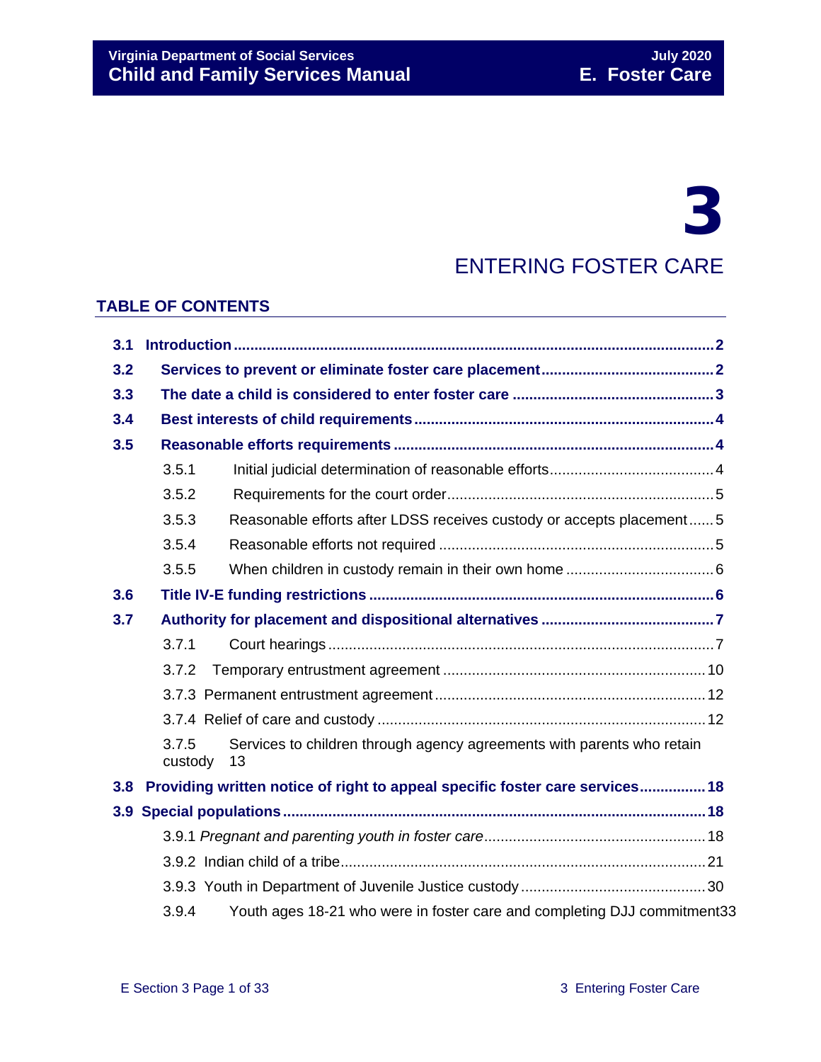# 3

# ENTERING FOSTER CARE

## TABLE OF CONTENTS

**3.1 Introduction ........................................ 2**

**3.2 Services to prevent or eliminate foster care placement ........................................ 2**

**3.3 The date a child is considered to enter foster care ........................................ 3**

**3.4 Best interests of child requirements ........................................ 4**

**3.5 Reasonable efforts requirements ........................................ 4**

- 3.5.1 Initial judicial determination of reasonable efforts ........................................ 4
- 3.5.2 Requirements for the court order ........................................ 5
- 3.5.3 Reasonable efforts after LDSS receives custody or accepts placement ........ 5
- 3.5.4 Reasonable efforts not required ........................................ 5
- 3.5.5 When children in custody remain in their own home ........................................ 6

**3.6 Title IV-E funding restrictions ........................................ 6**

**3.7 Authority for placement and dispositional alternatives ........................................ 7**

- 3.7.1 Court hearings ........................................ 7
- 3.7.2 Temporary entrustment agreement ........................................ 10
- 3.7.3 Permanent entrustment agreement ........................................ 12
- 3.7.4 Relief of care and custody ........................................ 12
- 3.7.5 Services to children through agency agreements with parents who retain custody 13

**3.8 Providing written notice of right to appeal specific foster care services ................ 18**

**3.9 Special populations ........................................ 18**

- 3.9.1 *Pregnant and parenting youth in foster care* ........................................ 18
- 3.9.2 Indian child of a tribe ........................................ 21
- 3.9.3 Youth in Department of Juvenile Justice custody ........................................ 30
- 3.9.4 Youth ages 18-21 who were in foster care and completing DJJ commitment 33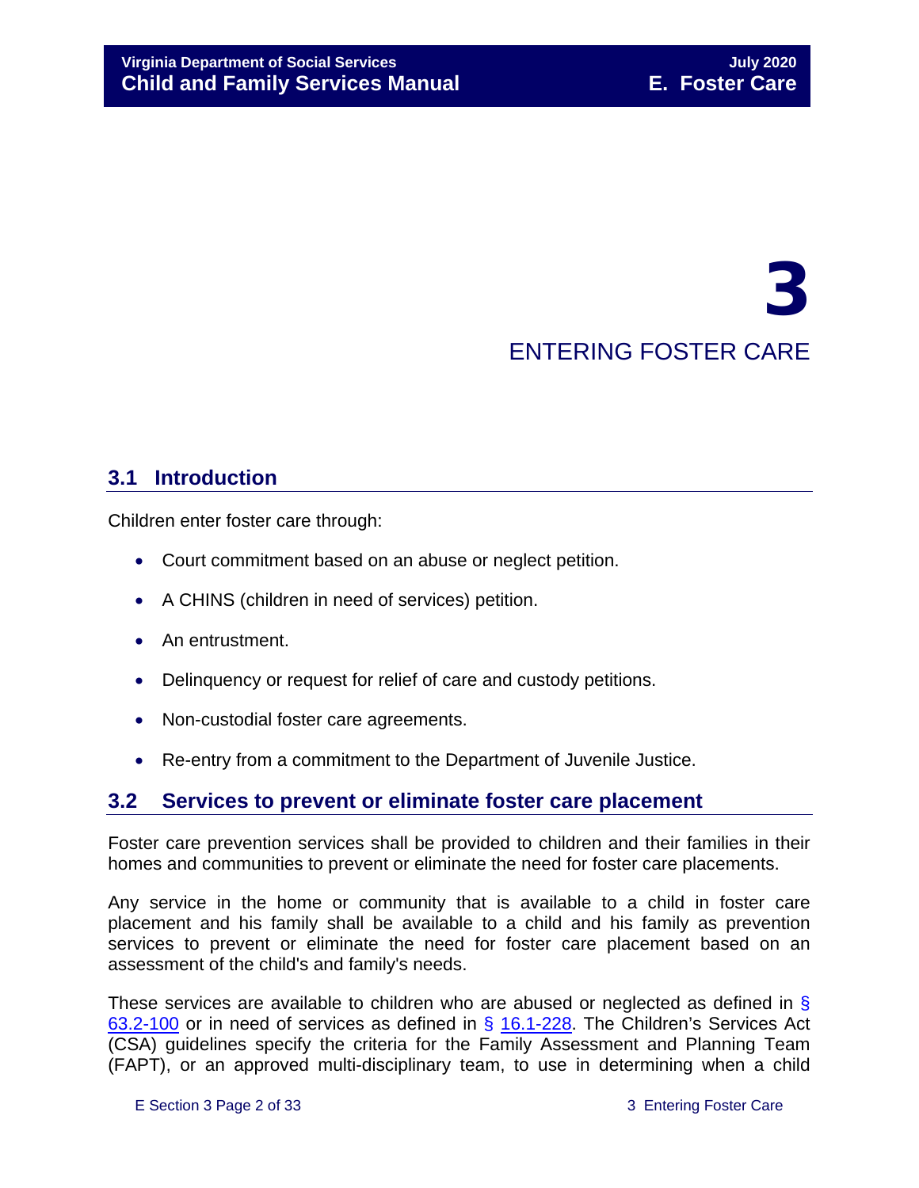# 3 ENTERING FOSTER CARE

## 3.1 Introduction

Children enter foster care through:

- Court commitment based on an abuse or neglect petition.
- A CHINS (children in need of services) petition.
- An entrustment.
- Delinquency or request for relief of care and custody petitions.
- Non-custodial foster care agreements.
- Re-entry from a commitment to the Department of Juvenile Justice.

## 3.2 Services to prevent or eliminate foster care placement

Foster care prevention services shall be provided to children and their families in their homes and communities to prevent or eliminate the need for foster care placements.

Any service in the home or community that is available to a child in foster care placement and his family shall be available to a child and his family as prevention services to prevent or eliminate the need for foster care placement based on an assessment of the child's and family's needs.

These services are available to children who are abused or neglected as defined in § 63.2-100 or in need of services as defined in § 16.1-228. The Children's Services Act (CSA) guidelines specify the criteria for the Family Assessment and Planning Team (FAPT), or an approved multi-disciplinary team, to use in determining when a child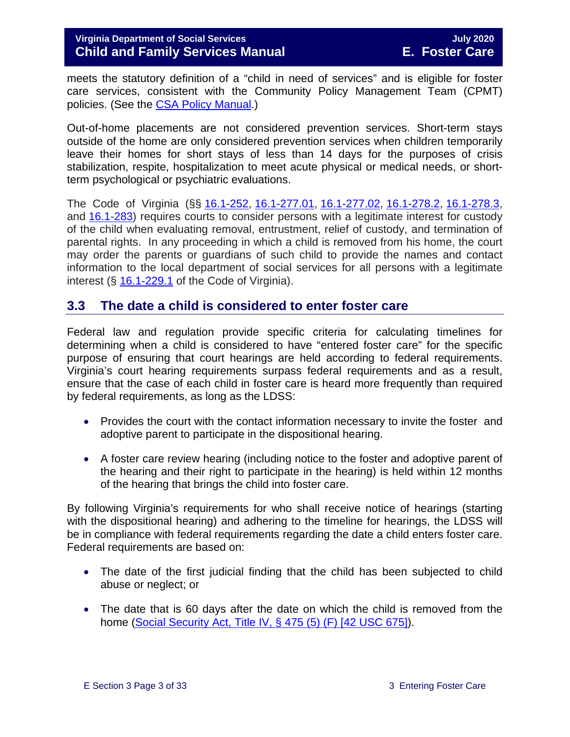meets the statutory definition of a "child in need of services" and is eligible for foster care services, consistent with the Community Policy Management Team (CPMT) policies. (See the CSA Policy Manual.)

Out-of-home placements are not considered prevention services. Short-term stays outside of the home are only considered prevention services when children temporarily leave their homes for short stays of less than 14 days for the purposes of crisis stabilization, respite, hospitalization to meet acute physical or medical needs, or short-term psychological or psychiatric evaluations.

The Code of Virginia (§§ 16.1-252, 16.1-277.01, 16.1-277.02, 16.1-278.2, 16.1-278.3, and 16.1-283) requires courts to consider persons with a legitimate interest for custody of the child when evaluating removal, entrustment, relief of custody, and termination of parental rights. In any proceeding in which a child is removed from his home, the court may order the parents or guardians of such child to provide the names and contact information to the local department of social services for all persons with a legitimate interest (§ 16.1-229.1 of the Code of Virginia).

## 3.3 The date a child is considered to enter foster care

Federal law and regulation provide specific criteria for calculating timelines for determining when a child is considered to have "entered foster care" for the specific purpose of ensuring that court hearings are held according to federal requirements. Virginia's court hearing requirements surpass federal requirements and as a result, ensure that the case of each child in foster care is heard more frequently than required by federal requirements, as long as the LDSS:

- Provides the court with the contact information necessary to invite the foster and adoptive parent to participate in the dispositional hearing.
- A foster care review hearing (including notice to the foster and adoptive parent of the hearing and their right to participate in the hearing) is held within 12 months of the hearing that brings the child into foster care.

By following Virginia's requirements for who shall receive notice of hearings (starting with the dispositional hearing) and adhering to the timeline for hearings, the LDSS will be in compliance with federal requirements regarding the date a child enters foster care. Federal requirements are based on:

- The date of the first judicial finding that the child has been subjected to child abuse or neglect; or
- The date that is 60 days after the date on which the child is removed from the home (Social Security Act, Title IV, § 475 (5) (F) [42 USC 675]).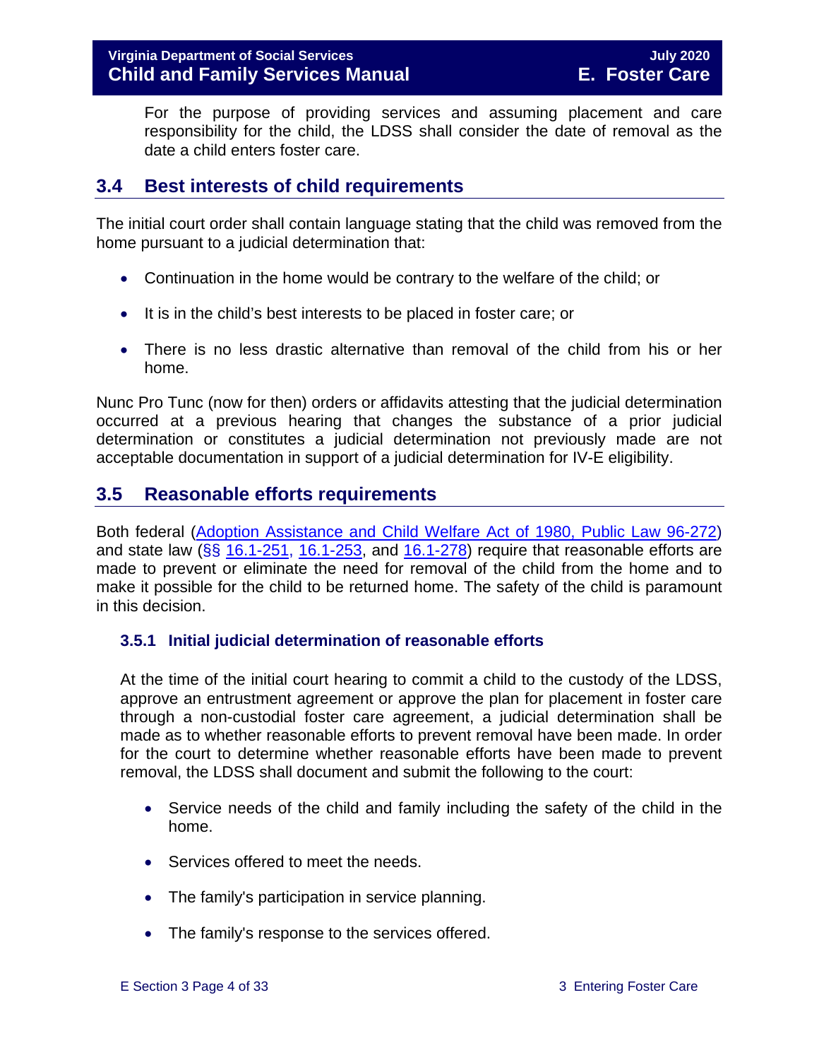For the purpose of providing services and assuming placement and care responsibility for the child, the LDSS shall consider the date of removal as the date a child enters foster care.

## 3.4 Best interests of child requirements

The initial court order shall contain language stating that the child was removed from the home pursuant to a judicial determination that:

- Continuation in the home would be contrary to the welfare of the child; or
- It is in the child's best interests to be placed in foster care; or
- There is no less drastic alternative than removal of the child from his or her home.

Nunc Pro Tunc (now for then) orders or affidavits attesting that the judicial determination occurred at a previous hearing that changes the substance of a prior judicial determination or constitutes a judicial determination not previously made are not acceptable documentation in support of a judicial determination for IV-E eligibility.

## 3.5 Reasonable efforts requirements

Both federal (Adoption Assistance and Child Welfare Act of 1980, Public Law 96-272) and state law (§§ 16.1-251, 16.1-253, and 16.1-278) require that reasonable efforts are made to prevent or eliminate the need for removal of the child from the home and to make it possible for the child to be returned home. The safety of the child is paramount in this decision.

### 3.5.1 Initial judicial determination of reasonable efforts

At the time of the initial court hearing to commit a child to the custody of the LDSS, approve an entrustment agreement or approve the plan for placement in foster care through a non-custodial foster care agreement, a judicial determination shall be made as to whether reasonable efforts to prevent removal have been made. In order for the court to determine whether reasonable efforts have been made to prevent removal, the LDSS shall document and submit the following to the court:

- Service needs of the child and family including the safety of the child in the home.
- Services offered to meet the needs.
- The family's participation in service planning.
- The family's response to the services offered.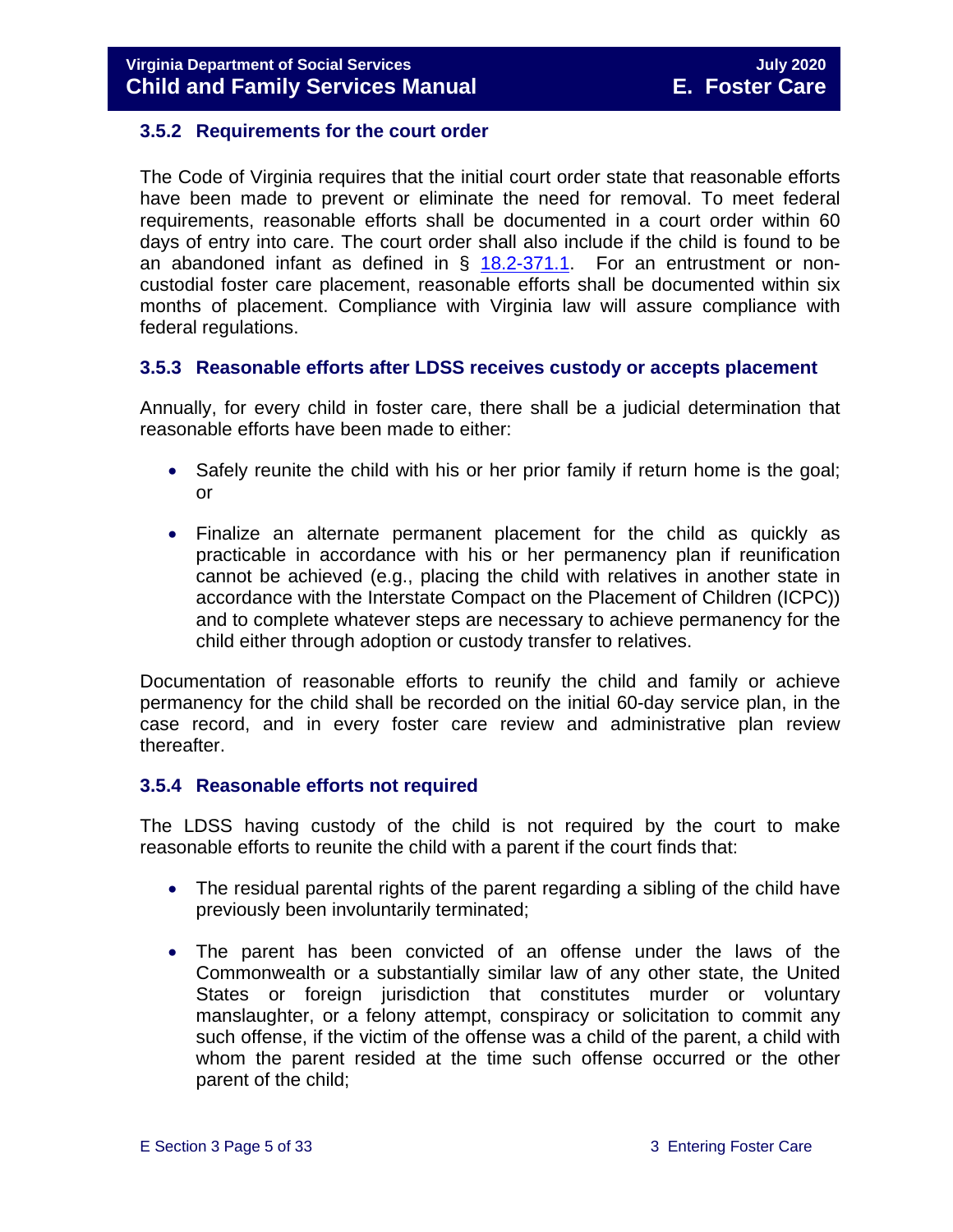### 3.5.2 Requirements for the court order

The Code of Virginia requires that the initial court order state that reasonable efforts have been made to prevent or eliminate the need for removal. To meet federal requirements, reasonable efforts shall be documented in a court order within 60 days of entry into care. The court order shall also include if the child is found to be an abandoned infant as defined in § [18.2-371.1](). For an entrustment or non-custodial foster care placement, reasonable efforts shall be documented within six months of placement. Compliance with Virginia law will assure compliance with federal regulations.

### 3.5.3 Reasonable efforts after LDSS receives custody or accepts placement

Annually, for every child in foster care, there shall be a judicial determination that reasonable efforts have been made to either:

- Safely reunite the child with his or her prior family if return home is the goal; or
- Finalize an alternate permanent placement for the child as quickly as practicable in accordance with his or her permanency plan if reunification cannot be achieved (e.g., placing the child with relatives in another state in accordance with the Interstate Compact on the Placement of Children (ICPC)) and to complete whatever steps are necessary to achieve permanency for the child either through adoption or custody transfer to relatives.

Documentation of reasonable efforts to reunify the child and family or achieve permanency for the child shall be recorded on the initial 60-day service plan, in the case record, and in every foster care review and administrative plan review thereafter.

### 3.5.4 Reasonable efforts not required

The LDSS having custody of the child is not required by the court to make reasonable efforts to reunite the child with a parent if the court finds that:

- The residual parental rights of the parent regarding a sibling of the child have previously been involuntarily terminated;
- The parent has been convicted of an offense under the laws of the Commonwealth or a substantially similar law of any other state, the United States or foreign jurisdiction that constitutes murder or voluntary manslaughter, or a felony attempt, conspiracy or solicitation to commit any such offense, if the victim of the offense was a child of the parent, a child with whom the parent resided at the time such offense occurred or the other parent of the child;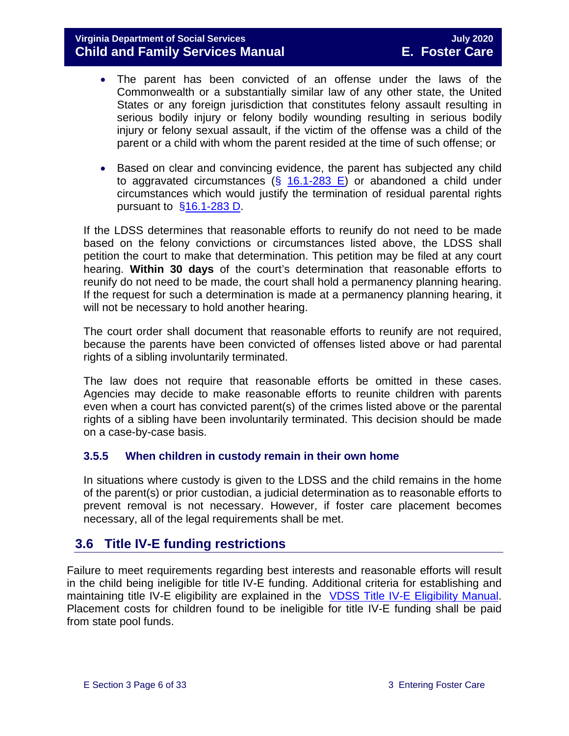- The parent has been convicted of an offense under the laws of the Commonwealth or a substantially similar law of any other state, the United States or any foreign jurisdiction that constitutes felony assault resulting in serious bodily injury or felony bodily wounding resulting in serious bodily injury or felony sexual assault, if the victim of the offense was a child of the parent or a child with whom the parent resided at the time of such offense; or

- Based on clear and convincing evidence, the parent has subjected any child to aggravated circumstances (§ 16.1-283 E) or abandoned a child under circumstances which would justify the termination of residual parental rights pursuant to §16.1-283 D.

If the LDSS determines that reasonable efforts to reunify do not need to be made based on the felony convictions or circumstances listed above, the LDSS shall petition the court to make that determination. This petition may be filed at any court hearing. **Within 30 days** of the court's determination that reasonable efforts to reunify do not need to be made, the court shall hold a permanency planning hearing. If the request for such a determination is made at a permanency planning hearing, it will not be necessary to hold another hearing.

The court order shall document that reasonable efforts to reunify are not required, because the parents have been convicted of offenses listed above or had parental rights of a sibling involuntarily terminated.

The law does not require that reasonable efforts be omitted in these cases. Agencies may decide to make reasonable efforts to reunite children with parents even when a court has convicted parent(s) of the crimes listed above or the parental rights of a sibling have been involuntarily terminated. This decision should be made on a case-by-case basis.

### 3.5.5 When children in custody remain in their own home

In situations where custody is given to the LDSS and the child remains in the home of the parent(s) or prior custodian, a judicial determination as to reasonable efforts to prevent removal is not necessary. However, if foster care placement becomes necessary, all of the legal requirements shall be met.

## 3.6 Title IV-E funding restrictions

Failure to meet requirements regarding best interests and reasonable efforts will result in the child being ineligible for title IV-E funding. Additional criteria for establishing and maintaining title IV-E eligibility are explained in the VDSS Title IV-E Eligibility Manual. Placement costs for children found to be ineligible for title IV-E funding shall be paid from state pool funds.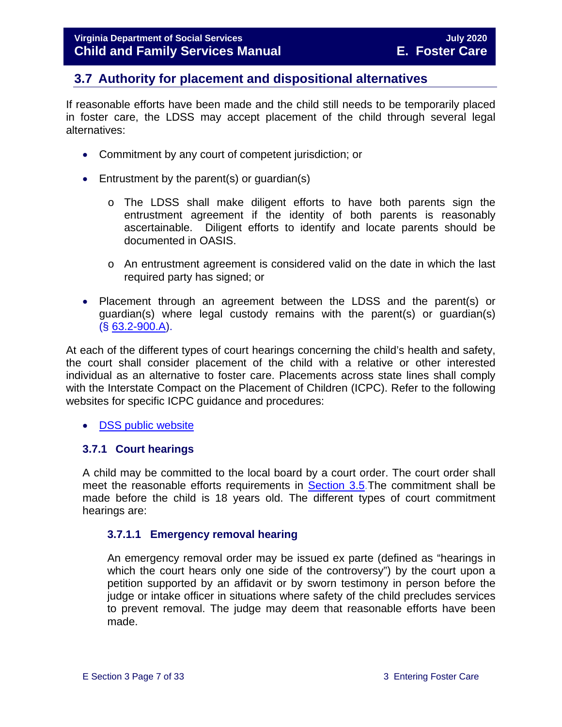## 3.7 Authority for placement and dispositional alternatives

If reasonable efforts have been made and the child still needs to be temporarily placed in foster care, the LDSS may accept placement of the child through several legal alternatives:

- Commitment by any court of competent jurisdiction; or
- Entrustment by the parent(s) or guardian(s)
  - The LDSS shall make diligent efforts to have both parents sign the entrustment agreement if the identity of both parents is reasonably ascertainable. Diligent efforts to identify and locate parents should be documented in OASIS.
  - An entrustment agreement is considered valid on the date in which the last required party has signed; or
- Placement through an agreement between the LDSS and the parent(s) or guardian(s) where legal custody remains with the parent(s) or guardian(s) (§ 63.2-900.A).

At each of the different types of court hearings concerning the child's health and safety, the court shall consider placement of the child with a relative or other interested individual as an alternative to foster care. Placements across state lines shall comply with the Interstate Compact on the Placement of Children (ICPC). Refer to the following websites for specific ICPC guidance and procedures:

- DSS public website

### 3.7.1 Court hearings

A child may be committed to the local board by a court order. The court order shall meet the reasonable efforts requirements in Section 3.5. The commitment shall be made before the child is 18 years old. The different types of court commitment hearings are:

#### 3.7.1.1 Emergency removal hearing

An emergency removal order may be issued ex parte (defined as "hearings in which the court hears only one side of the controversy") by the court upon a petition supported by an affidavit or by sworn testimony in person before the judge or intake officer in situations where safety of the child precludes services to prevent removal. The judge may deem that reasonable efforts have been made.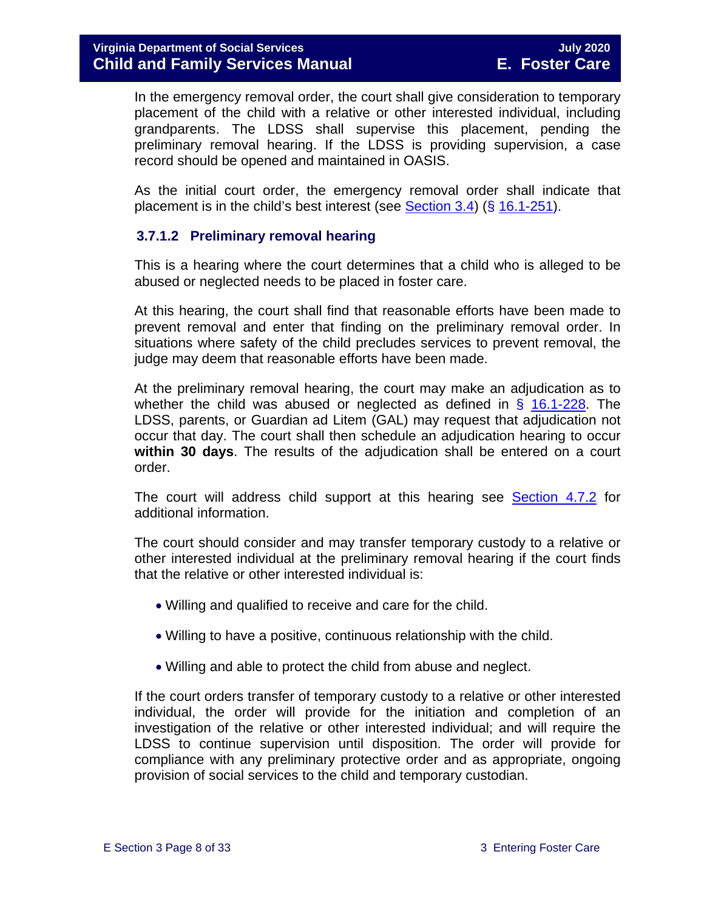In the emergency removal order, the court shall give consideration to temporary placement of the child with a relative or other interested individual, including grandparents. The LDSS shall supervise this placement, pending the preliminary removal hearing. If the LDSS is providing supervision, a case record should be opened and maintained in OASIS.

As the initial court order, the emergency removal order shall indicate that placement is in the child's best interest (see Section 3.4) (§ 16.1-251).

### 3.7.1.2 Preliminary removal hearing

This is a hearing where the court determines that a child who is alleged to be abused or neglected needs to be placed in foster care.

At this hearing, the court shall find that reasonable efforts have been made to prevent removal and enter that finding on the preliminary removal order. In situations where safety of the child precludes services to prevent removal, the judge may deem that reasonable efforts have been made.

At the preliminary removal hearing, the court may make an adjudication as to whether the child was abused or neglected as defined in § 16.1-228. The LDSS, parents, or Guardian ad Litem (GAL) may request that adjudication not occur that day. The court shall then schedule an adjudication hearing to occur **within 30 days**. The results of the adjudication shall be entered on a court order.

The court will address child support at this hearing see Section 4.7.2 for additional information.

The court should consider and may transfer temporary custody to a relative or other interested individual at the preliminary removal hearing if the court finds that the relative or other interested individual is:

- Willing and qualified to receive and care for the child.
- Willing to have a positive, continuous relationship with the child.
- Willing and able to protect the child from abuse and neglect.

If the court orders transfer of temporary custody to a relative or other interested individual, the order will provide for the initiation and completion of an investigation of the relative or other interested individual; and will require the LDSS to continue supervision until disposition. The order will provide for compliance with any preliminary protective order and as appropriate, ongoing provision of social services to the child and temporary custodian.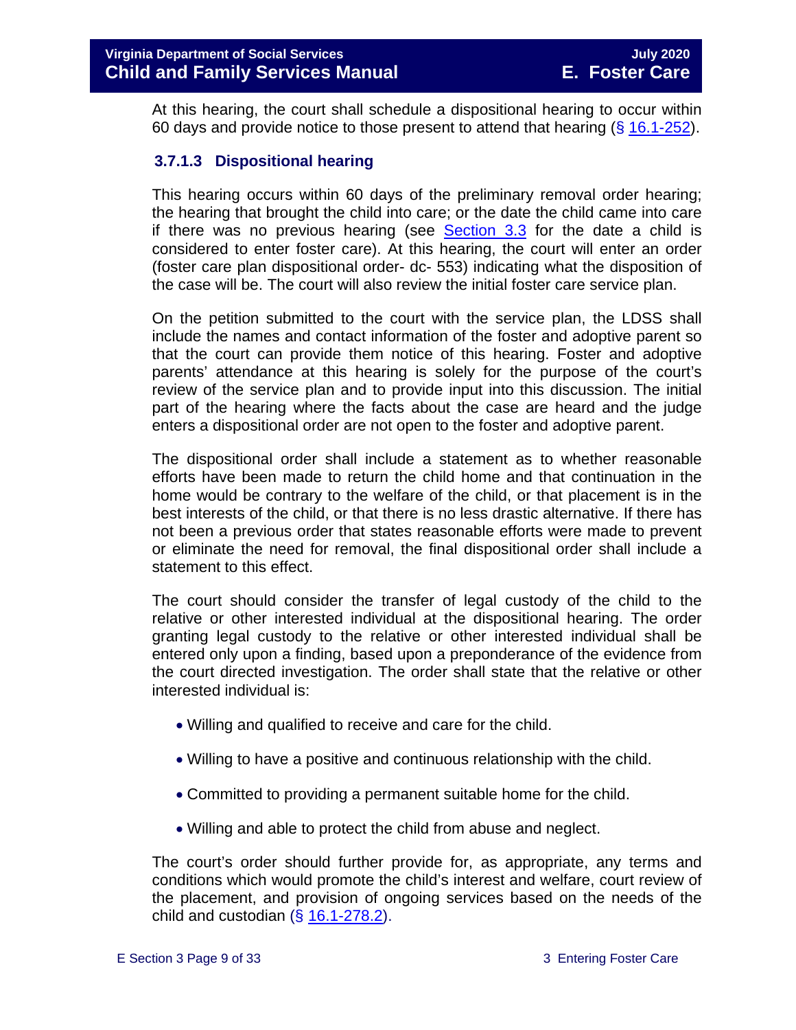At this hearing, the court shall schedule a dispositional hearing to occur within 60 days and provide notice to those present to attend that hearing (§ 16.1-252).

### 3.7.1.3 Dispositional hearing

This hearing occurs within 60 days of the preliminary removal order hearing; the hearing that brought the child into care; or the date the child came into care if there was no previous hearing (see Section 3.3 for the date a child is considered to enter foster care). At this hearing, the court will enter an order (foster care plan dispositional order- dc- 553) indicating what the disposition of the case will be. The court will also review the initial foster care service plan.

On the petition submitted to the court with the service plan, the LDSS shall include the names and contact information of the foster and adoptive parent so that the court can provide them notice of this hearing. Foster and adoptive parents' attendance at this hearing is solely for the purpose of the court's review of the service plan and to provide input into this discussion. The initial part of the hearing where the facts about the case are heard and the judge enters a dispositional order are not open to the foster and adoptive parent.

The dispositional order shall include a statement as to whether reasonable efforts have been made to return the child home and that continuation in the home would be contrary to the welfare of the child, or that placement is in the best interests of the child, or that there is no less drastic alternative. If there has not been a previous order that states reasonable efforts were made to prevent or eliminate the need for removal, the final dispositional order shall include a statement to this effect.

The court should consider the transfer of legal custody of the child to the relative or other interested individual at the dispositional hearing. The order granting legal custody to the relative or other interested individual shall be entered only upon a finding, based upon a preponderance of the evidence from the court directed investigation. The order shall state that the relative or other interested individual is:

- Willing and qualified to receive and care for the child.
- Willing to have a positive and continuous relationship with the child.
- Committed to providing a permanent suitable home for the child.
- Willing and able to protect the child from abuse and neglect.

The court's order should further provide for, as appropriate, any terms and conditions which would promote the child's interest and welfare, court review of the placement, and provision of ongoing services based on the needs of the child and custodian (§ 16.1-278.2).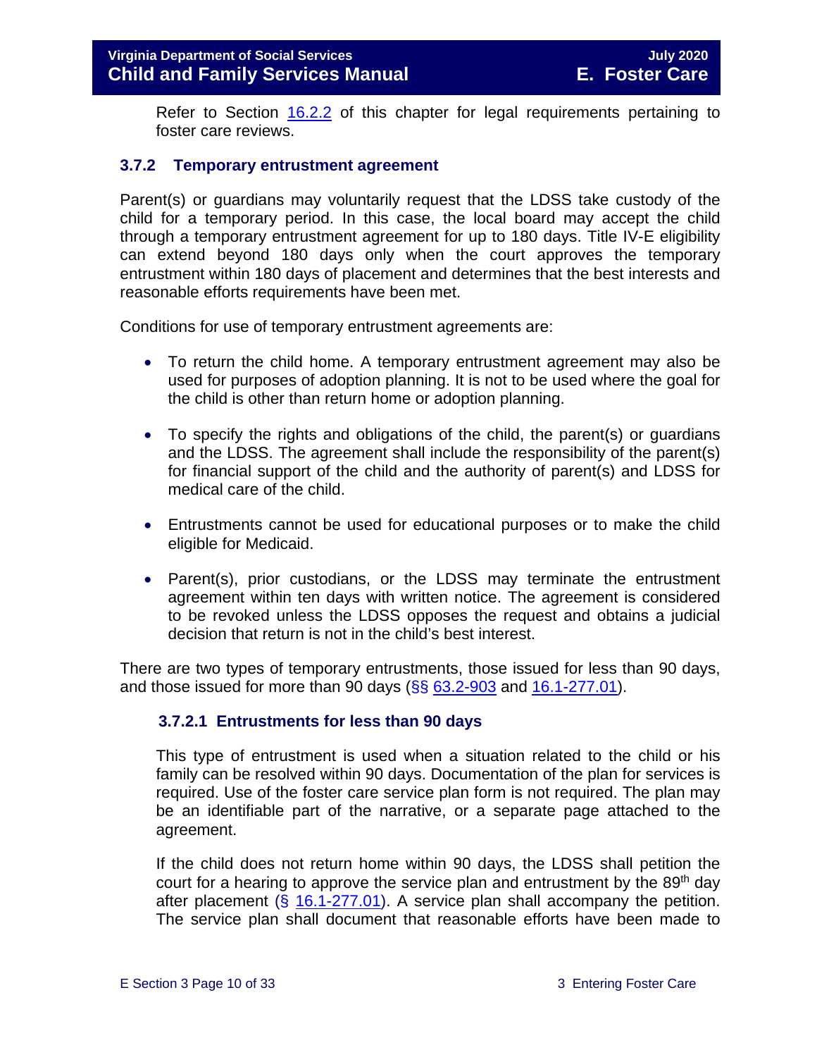Refer to Section 16.2.2 of this chapter for legal requirements pertaining to foster care reviews.

### 3.7.2 Temporary entrustment agreement

Parent(s) or guardians may voluntarily request that the LDSS take custody of the child for a temporary period. In this case, the local board may accept the child through a temporary entrustment agreement for up to 180 days. Title IV-E eligibility can extend beyond 180 days only when the court approves the temporary entrustment within 180 days of placement and determines that the best interests and reasonable efforts requirements have been met.

Conditions for use of temporary entrustment agreements are:

- To return the child home. A temporary entrustment agreement may also be used for purposes of adoption planning. It is not to be used where the goal for the child is other than return home or adoption planning.
- To specify the rights and obligations of the child, the parent(s) or guardians and the LDSS. The agreement shall include the responsibility of the parent(s) for financial support of the child and the authority of parent(s) and LDSS for medical care of the child.
- Entrustments cannot be used for educational purposes or to make the child eligible for Medicaid.
- Parent(s), prior custodians, or the LDSS may terminate the entrustment agreement within ten days with written notice. The agreement is considered to be revoked unless the LDSS opposes the request and obtains a judicial decision that return is not in the child's best interest.

There are two types of temporary entrustments, those issued for less than 90 days, and those issued for more than 90 days (§§ 63.2-903 and 16.1-277.01).

#### 3.7.2.1 Entrustments for less than 90 days

This type of entrustment is used when a situation related to the child or his family can be resolved within 90 days. Documentation of the plan for services is required. Use of the foster care service plan form is not required. The plan may be an identifiable part of the narrative, or a separate page attached to the agreement.

If the child does not return home within 90 days, the LDSS shall petition the court for a hearing to approve the service plan and entrustment by the 89th day after placement (§ 16.1-277.01). A service plan shall accompany the petition. The service plan shall document that reasonable efforts have been made to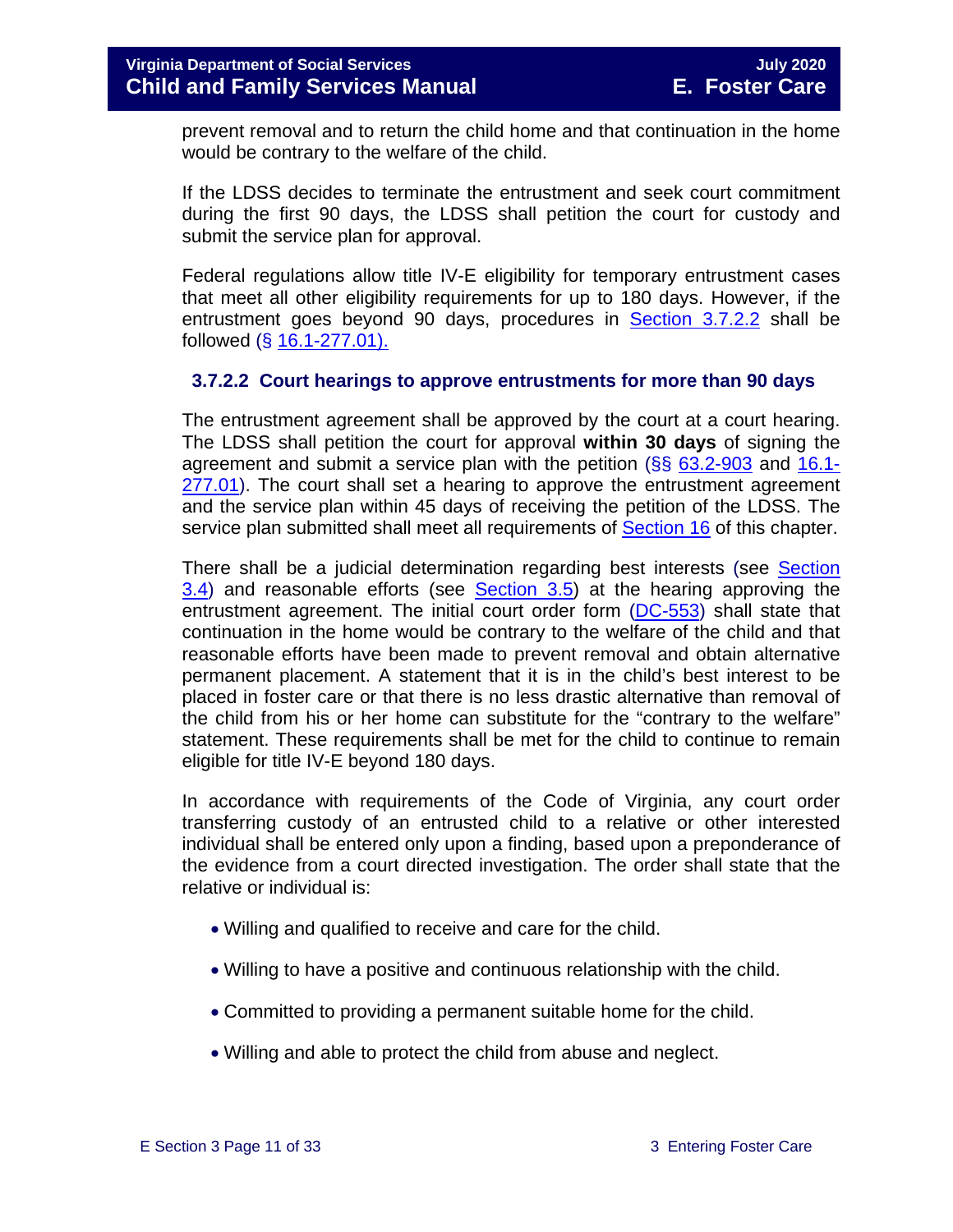prevent removal and to return the child home and that continuation in the home would be contrary to the welfare of the child.

If the LDSS decides to terminate the entrustment and seek court commitment during the first 90 days, the LDSS shall petition the court for custody and submit the service plan for approval.

Federal regulations allow title IV-E eligibility for temporary entrustment cases that meet all other eligibility requirements for up to 180 days. However, if the entrustment goes beyond 90 days, procedures in Section 3.7.2.2 shall be followed (§ 16.1-277.01).

### 3.7.2.2 Court hearings to approve entrustments for more than 90 days

The entrustment agreement shall be approved by the court at a court hearing. The LDSS shall petition the court for approval **within 30 days** of signing the agreement and submit a service plan with the petition (§§ 63.2-903 and 16.1-277.01). The court shall set a hearing to approve the entrustment agreement and the service plan within 45 days of receiving the petition of the LDSS. The service plan submitted shall meet all requirements of Section 16 of this chapter.

There shall be a judicial determination regarding best interests (see Section 3.4) and reasonable efforts (see Section 3.5) at the hearing approving the entrustment agreement. The initial court order form (DC-553) shall state that continuation in the home would be contrary to the welfare of the child and that reasonable efforts have been made to prevent removal and obtain alternative permanent placement. A statement that it is in the child's best interest to be placed in foster care or that there is no less drastic alternative than removal of the child from his or her home can substitute for the "contrary to the welfare" statement. These requirements shall be met for the child to continue to remain eligible for title IV-E beyond 180 days.

In accordance with requirements of the Code of Virginia, any court order transferring custody of an entrusted child to a relative or other interested individual shall be entered only upon a finding, based upon a preponderance of the evidence from a court directed investigation. The order shall state that the relative or individual is:

- Willing and qualified to receive and care for the child.
- Willing to have a positive and continuous relationship with the child.
- Committed to providing a permanent suitable home for the child.
- Willing and able to protect the child from abuse and neglect.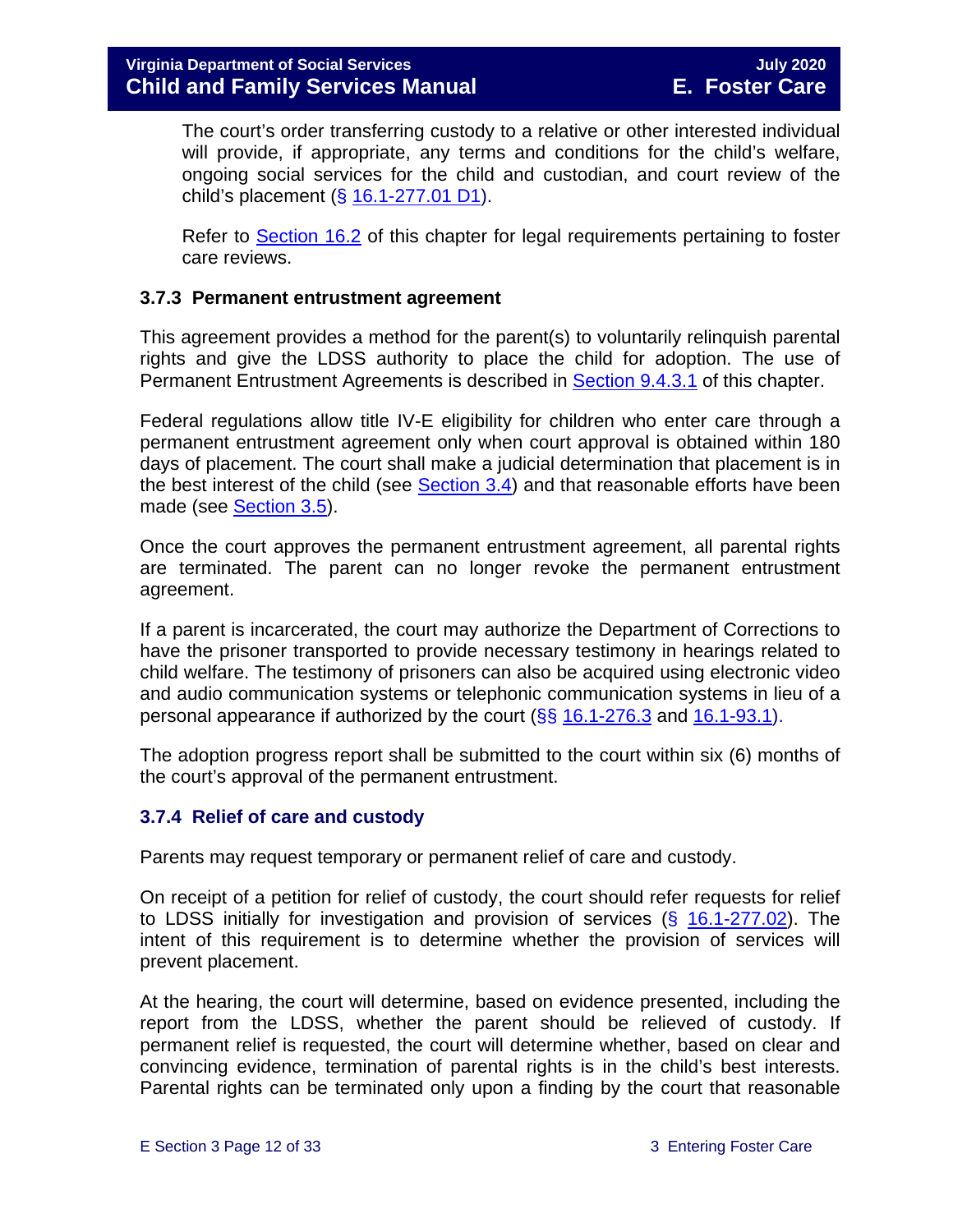The court's order transferring custody to a relative or other interested individual will provide, if appropriate, any terms and conditions for the child's welfare, ongoing social services for the child and custodian, and court review of the child's placement (§ 16.1-277.01 D1).

Refer to Section 16.2 of this chapter for legal requirements pertaining to foster care reviews.

### 3.7.3 Permanent entrustment agreement

This agreement provides a method for the parent(s) to voluntarily relinquish parental rights and give the LDSS authority to place the child for adoption. The use of Permanent Entrustment Agreements is described in Section 9.4.3.1 of this chapter.

Federal regulations allow title IV-E eligibility for children who enter care through a permanent entrustment agreement only when court approval is obtained within 180 days of placement. The court shall make a judicial determination that placement is in the best interest of the child (see Section 3.4) and that reasonable efforts have been made (see Section 3.5).

Once the court approves the permanent entrustment agreement, all parental rights are terminated. The parent can no longer revoke the permanent entrustment agreement.

If a parent is incarcerated, the court may authorize the Department of Corrections to have the prisoner transported to provide necessary testimony in hearings related to child welfare. The testimony of prisoners can also be acquired using electronic video and audio communication systems or telephonic communication systems in lieu of a personal appearance if authorized by the court (§§ 16.1-276.3 and 16.1-93.1).

The adoption progress report shall be submitted to the court within six (6) months of the court's approval of the permanent entrustment.

### 3.7.4 Relief of care and custody

Parents may request temporary or permanent relief of care and custody.

On receipt of a petition for relief of custody, the court should refer requests for relief to LDSS initially for investigation and provision of services (§ 16.1-277.02). The intent of this requirement is to determine whether the provision of services will prevent placement.

At the hearing, the court will determine, based on evidence presented, including the report from the LDSS, whether the parent should be relieved of custody. If permanent relief is requested, the court will determine whether, based on clear and convincing evidence, termination of parental rights is in the child's best interests. Parental rights can be terminated only upon a finding by the court that reasonable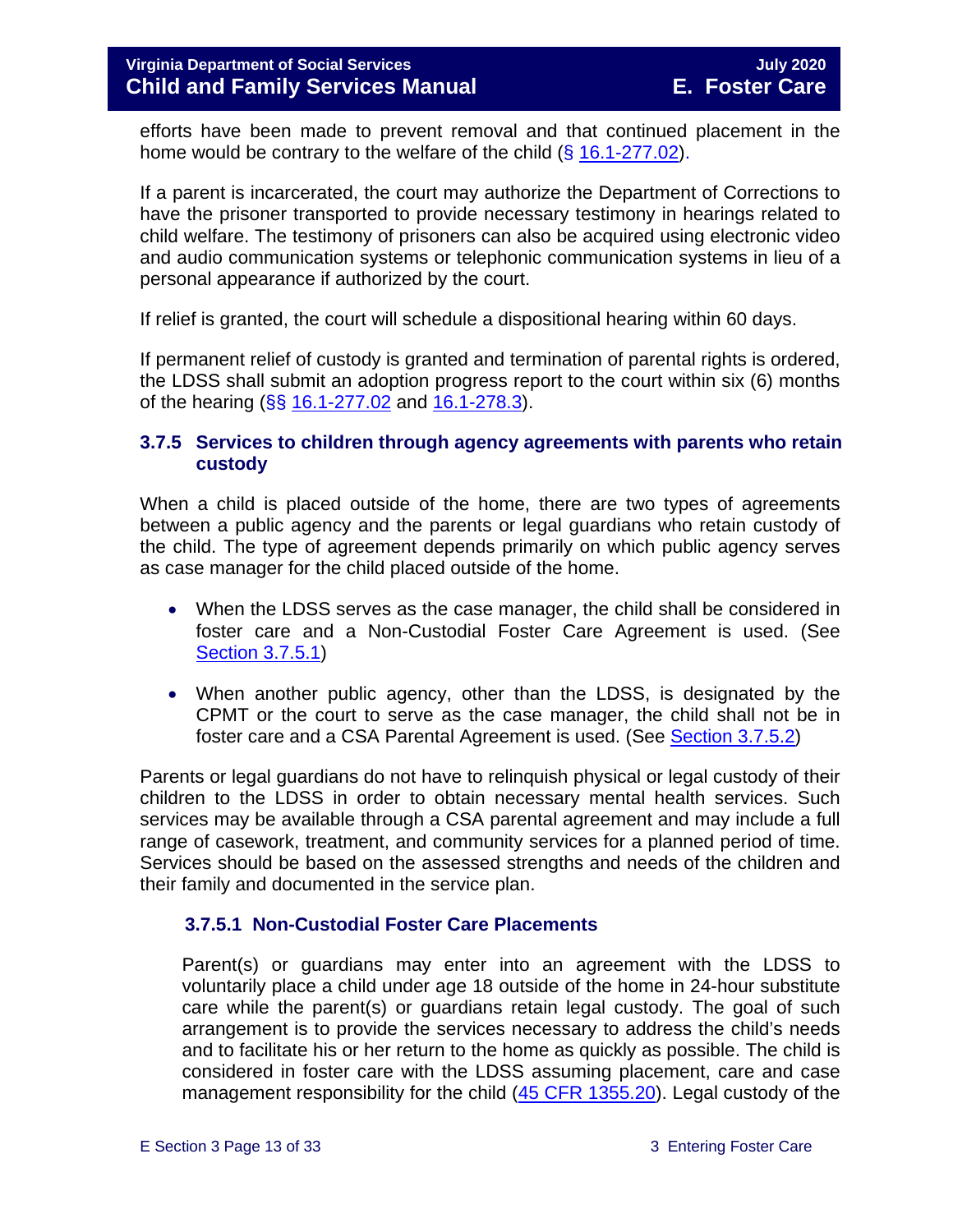efforts have been made to prevent removal and that continued placement in the home would be contrary to the welfare of the child (§ 16.1-277.02).

If a parent is incarcerated, the court may authorize the Department of Corrections to have the prisoner transported to provide necessary testimony in hearings related to child welfare. The testimony of prisoners can also be acquired using electronic video and audio communication systems or telephonic communication systems in lieu of a personal appearance if authorized by the court.

If relief is granted, the court will schedule a dispositional hearing within 60 days.

If permanent relief of custody is granted and termination of parental rights is ordered, the LDSS shall submit an adoption progress report to the court within six (6) months of the hearing (§§ 16.1-277.02 and 16.1-278.3).

### 3.7.5 Services to children through agency agreements with parents who retain custody

When a child is placed outside of the home, there are two types of agreements between a public agency and the parents or legal guardians who retain custody of the child. The type of agreement depends primarily on which public agency serves as case manager for the child placed outside of the home.

- When the LDSS serves as the case manager, the child shall be considered in foster care and a Non-Custodial Foster Care Agreement is used. (See Section 3.7.5.1)
- When another public agency, other than the LDSS, is designated by the CPMT or the court to serve as the case manager, the child shall not be in foster care and a CSA Parental Agreement is used. (See Section 3.7.5.2)

Parents or legal guardians do not have to relinquish physical or legal custody of their children to the LDSS in order to obtain necessary mental health services. Such services may be available through a CSA parental agreement and may include a full range of casework, treatment, and community services for a planned period of time. Services should be based on the assessed strengths and needs of the children and their family and documented in the service plan.

#### 3.7.5.1 Non-Custodial Foster Care Placements

Parent(s) or guardians may enter into an agreement with the LDSS to voluntarily place a child under age 18 outside of the home in 24-hour substitute care while the parent(s) or guardians retain legal custody. The goal of such arrangement is to provide the services necessary to address the child's needs and to facilitate his or her return to the home as quickly as possible. The child is considered in foster care with the LDSS assuming placement, care and case management responsibility for the child (45 CFR 1355.20). Legal custody of the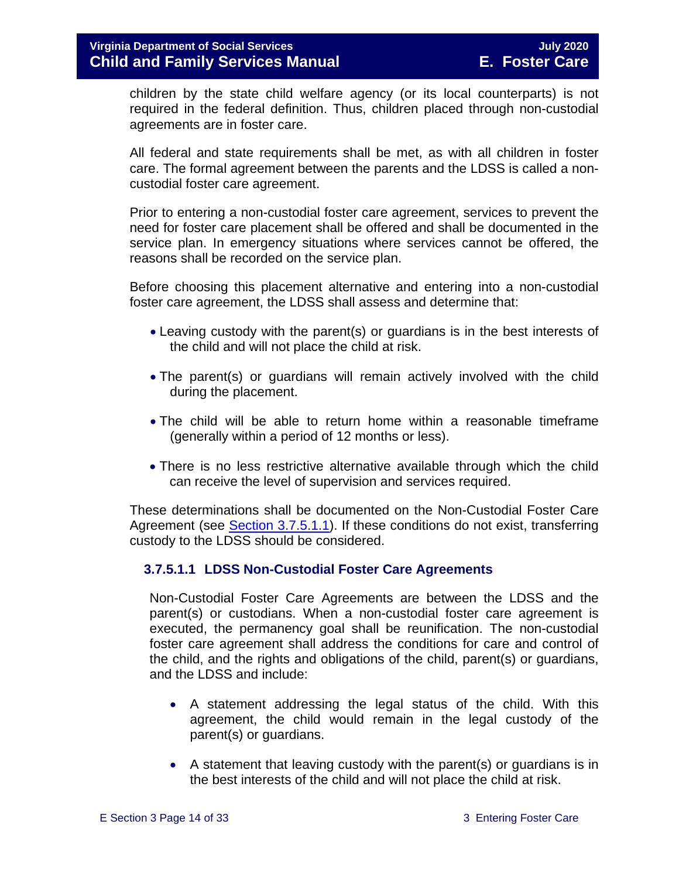children by the state child welfare agency (or its local counterparts) is not required in the federal definition. Thus, children placed through non-custodial agreements are in foster care.

All federal and state requirements shall be met, as with all children in foster care. The formal agreement between the parents and the LDSS is called a non-custodial foster care agreement.

Prior to entering a non-custodial foster care agreement, services to prevent the need for foster care placement shall be offered and shall be documented in the service plan. In emergency situations where services cannot be offered, the reasons shall be recorded on the service plan.

Before choosing this placement alternative and entering into a non-custodial foster care agreement, the LDSS shall assess and determine that:

- Leaving custody with the parent(s) or guardians is in the best interests of the child and will not place the child at risk.
- The parent(s) or guardians will remain actively involved with the child during the placement.
- The child will be able to return home within a reasonable timeframe (generally within a period of 12 months or less).
- There is no less restrictive alternative available through which the child can receive the level of supervision and services required.

These determinations shall be documented on the Non-Custodial Foster Care Agreement (see Section 3.7.5.1.1). If these conditions do not exist, transferring custody to the LDSS should be considered.

#### 3.7.5.1.1 LDSS Non-Custodial Foster Care Agreements

Non-Custodial Foster Care Agreements are between the LDSS and the parent(s) or custodians. When a non-custodial foster care agreement is executed, the permanency goal shall be reunification. The non-custodial foster care agreement shall address the conditions for care and control of the child, and the rights and obligations of the child, parent(s) or guardians, and the LDSS and include:

- A statement addressing the legal status of the child. With this agreement, the child would remain in the legal custody of the parent(s) or guardians.
- A statement that leaving custody with the parent(s) or guardians is in the best interests of the child and will not place the child at risk.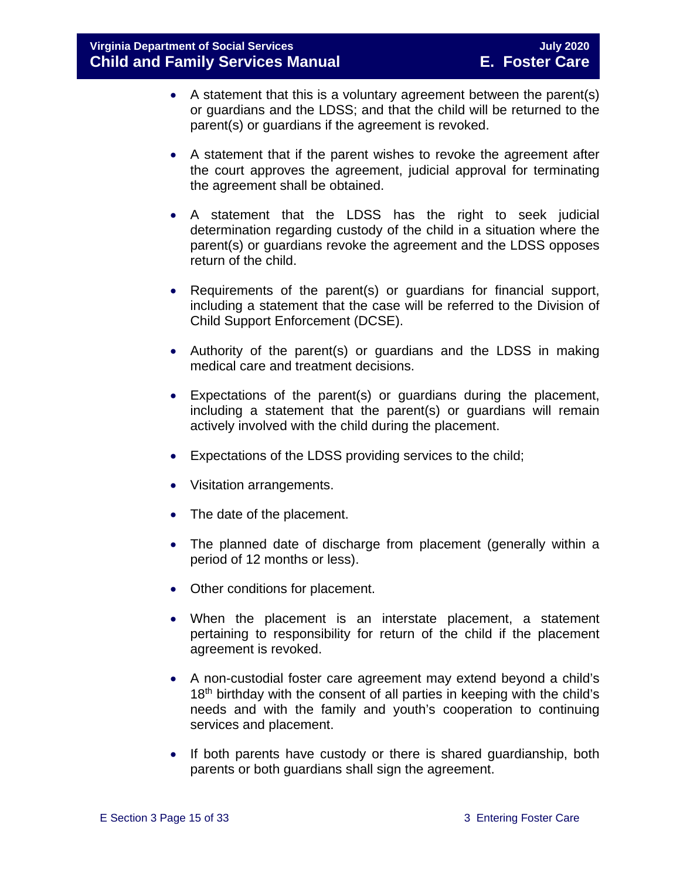- A statement that this is a voluntary agreement between the parent(s) or guardians and the LDSS; and that the child will be returned to the parent(s) or guardians if the agreement is revoked.

- A statement that if the parent wishes to revoke the agreement after the court approves the agreement, judicial approval for terminating the agreement shall be obtained.

- A statement that the LDSS has the right to seek judicial determination regarding custody of the child in a situation where the parent(s) or guardians revoke the agreement and the LDSS opposes return of the child.

- Requirements of the parent(s) or guardians for financial support, including a statement that the case will be referred to the Division of Child Support Enforcement (DCSE).

- Authority of the parent(s) or guardians and the LDSS in making medical care and treatment decisions.

- Expectations of the parent(s) or guardians during the placement, including a statement that the parent(s) or guardians will remain actively involved with the child during the placement.

- Expectations of the LDSS providing services to the child;

- Visitation arrangements.

- The date of the placement.

- The planned date of discharge from placement (generally within a period of 12 months or less).

- Other conditions for placement.

- When the placement is an interstate placement, a statement pertaining to responsibility for return of the child if the placement agreement is revoked.

- A non-custodial foster care agreement may extend beyond a child's 18th birthday with the consent of all parties in keeping with the child's needs and with the family and youth's cooperation to continuing services and placement.

- If both parents have custody or there is shared guardianship, both parents or both guardians shall sign the agreement.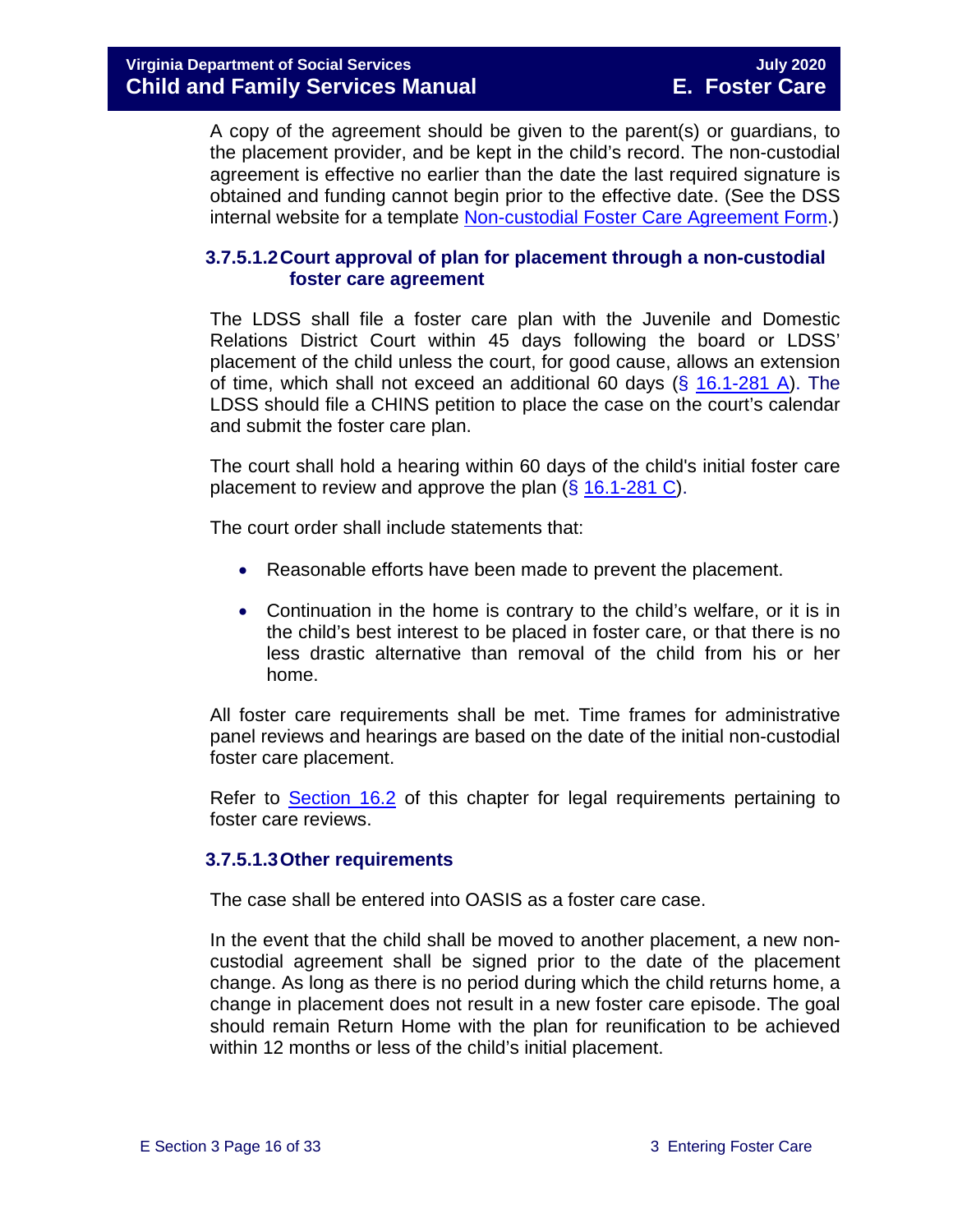A copy of the agreement should be given to the parent(s) or guardians, to the placement provider, and be kept in the child's record. The non-custodial agreement is effective no earlier than the date the last required signature is obtained and funding cannot begin prior to the effective date. (See the DSS internal website for a template Non-custodial Foster Care Agreement Form.)

#### 3.7.5.1.2 Court approval of plan for placement through a non-custodial foster care agreement

The LDSS shall file a foster care plan with the Juvenile and Domestic Relations District Court within 45 days following the board or LDSS' placement of the child unless the court, for good cause, allows an extension of time, which shall not exceed an additional 60 days (§ 16.1-281 A). The LDSS should file a CHINS petition to place the case on the court's calendar and submit the foster care plan.

The court shall hold a hearing within 60 days of the child's initial foster care placement to review and approve the plan (§ 16.1-281 C).

The court order shall include statements that:

- Reasonable efforts have been made to prevent the placement.
- Continuation in the home is contrary to the child's welfare, or it is in the child's best interest to be placed in foster care, or that there is no less drastic alternative than removal of the child from his or her home.

All foster care requirements shall be met. Time frames for administrative panel reviews and hearings are based on the date of the initial non-custodial foster care placement.

Refer to Section 16.2 of this chapter for legal requirements pertaining to foster care reviews.

#### 3.7.5.1.3 Other requirements

The case shall be entered into OASIS as a foster care case.

In the event that the child shall be moved to another placement, a new non-custodial agreement shall be signed prior to the date of the placement change. As long as there is no period during which the child returns home, a change in placement does not result in a new foster care episode. The goal should remain Return Home with the plan for reunification to be achieved within 12 months or less of the child's initial placement.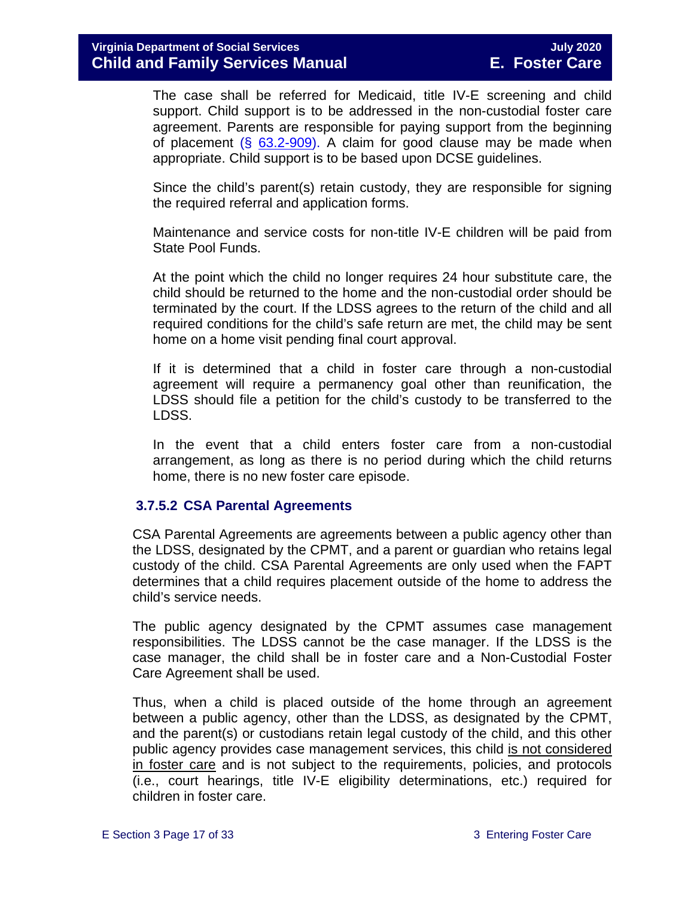The case shall be referred for Medicaid, title IV-E screening and child support. Child support is to be addressed in the non-custodial foster care agreement. Parents are responsible for paying support from the beginning of placement [(§ 63.2-909)](). A claim for good clause may be made when appropriate. Child support is to be based upon DCSE guidelines.

Since the child's parent(s) retain custody, they are responsible for signing the required referral and application forms.

Maintenance and service costs for non-title IV-E children will be paid from State Pool Funds.

At the point which the child no longer requires 24 hour substitute care, the child should be returned to the home and the non-custodial order should be terminated by the court. If the LDSS agrees to the return of the child and all required conditions for the child's safe return are met, the child may be sent home on a home visit pending final court approval.

If it is determined that a child in foster care through a non-custodial agreement will require a permanency goal other than reunification, the LDSS should file a petition for the child's custody to be transferred to the LDSS.

In the event that a child enters foster care from a non-custodial arrangement, as long as there is no period during which the child returns home, there is no new foster care episode.

#### 3.7.5.2 CSA Parental Agreements

CSA Parental Agreements are agreements between a public agency other than the LDSS, designated by the CPMT, and a parent or guardian who retains legal custody of the child. CSA Parental Agreements are only used when the FAPT determines that a child requires placement outside of the home to address the child's service needs.

The public agency designated by the CPMT assumes case management responsibilities. The LDSS cannot be the case manager. If the LDSS is the case manager, the child shall be in foster care and a Non-Custodial Foster Care Agreement shall be used.

Thus, when a child is placed outside of the home through an agreement between a public agency, other than the LDSS, as designated by the CPMT, and the parent(s) or custodians retain legal custody of the child, and this other public agency provides case management services, this child <u>is not considered in foster care</u> and is not subject to the requirements, policies, and protocols (i.e., court hearings, title IV-E eligibility determinations, etc.) required for children in foster care.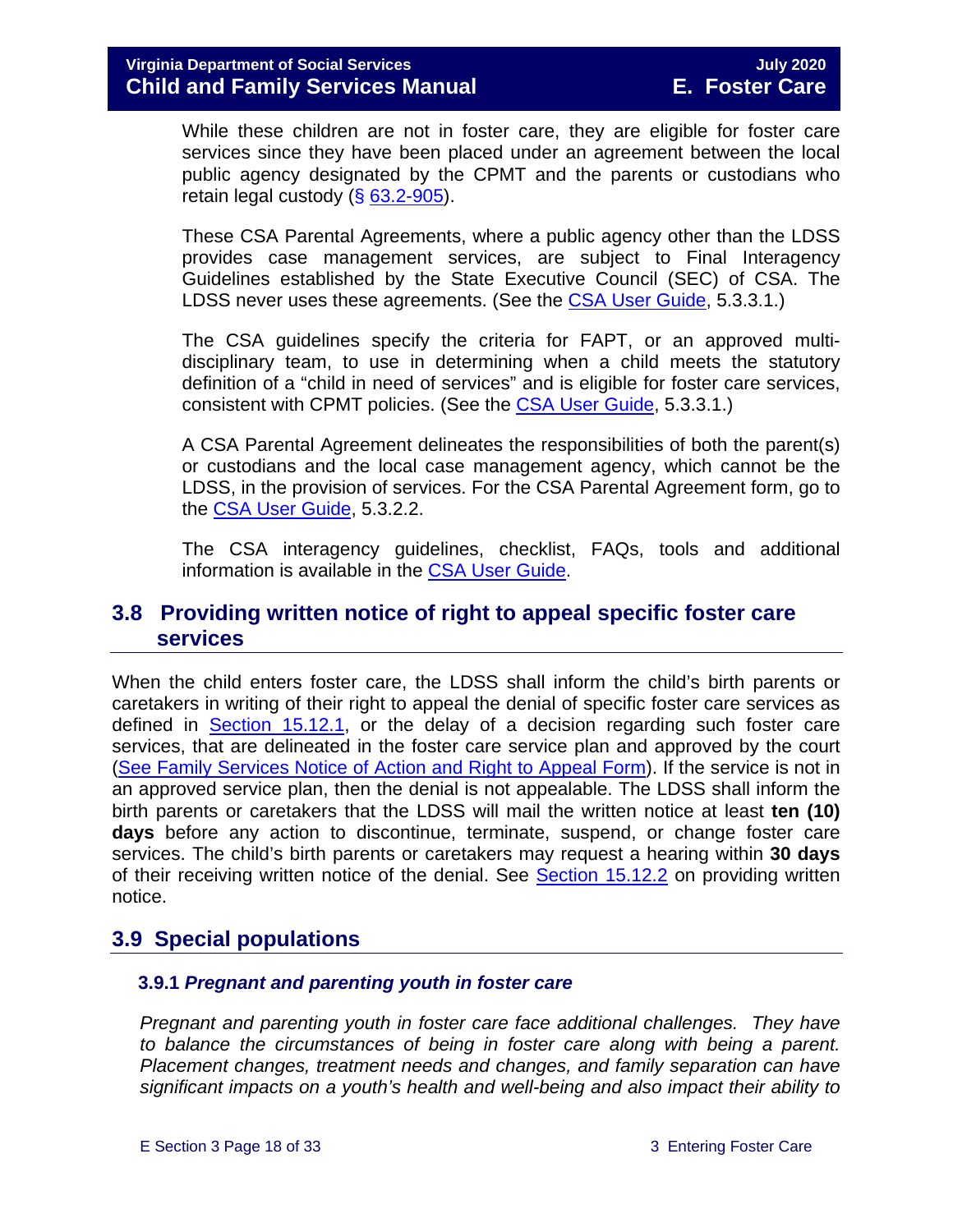While these children are not in foster care, they are eligible for foster care services since they have been placed under an agreement between the local public agency designated by the CPMT and the parents or custodians who retain legal custody (§ 63.2-905).

These CSA Parental Agreements, where a public agency other than the LDSS provides case management services, are subject to Final Interagency Guidelines established by the State Executive Council (SEC) of CSA. The LDSS never uses these agreements. (See the CSA User Guide, 5.3.3.1.)

The CSA guidelines specify the criteria for FAPT, or an approved multi-disciplinary team, to use in determining when a child meets the statutory definition of a "child in need of services" and is eligible for foster care services, consistent with CPMT policies. (See the CSA User Guide, 5.3.3.1.)

A CSA Parental Agreement delineates the responsibilities of both the parent(s) or custodians and the local case management agency, which cannot be the LDSS, in the provision of services. For the CSA Parental Agreement form, go to the CSA User Guide, 5.3.2.2.

The CSA interagency guidelines, checklist, FAQs, tools and additional information is available in the CSA User Guide.

## 3.8 Providing written notice of right to appeal specific foster care services

When the child enters foster care, the LDSS shall inform the child's birth parents or caretakers in writing of their right to appeal the denial of specific foster care services as defined in Section 15.12.1, or the delay of a decision regarding such foster care services, that are delineated in the foster care service plan and approved by the court (See Family Services Notice of Action and Right to Appeal Form). If the service is not in an approved service plan, then the denial is not appealable. The LDSS shall inform the birth parents or caretakers that the LDSS will mail the written notice at least **ten (10) days** before any action to discontinue, terminate, suspend, or change foster care services. The child's birth parents or caretakers may request a hearing within **30 days** of their receiving written notice of the denial. See Section 15.12.2 on providing written notice.

## 3.9 Special populations

### 3.9.1 *Pregnant and parenting youth in foster care*

*Pregnant and parenting youth in foster care face additional challenges. They have to balance the circumstances of being in foster care along with being a parent. Placement changes, treatment needs and changes, and family separation can have significant impacts on a youth's health and well-being and also impact their ability to*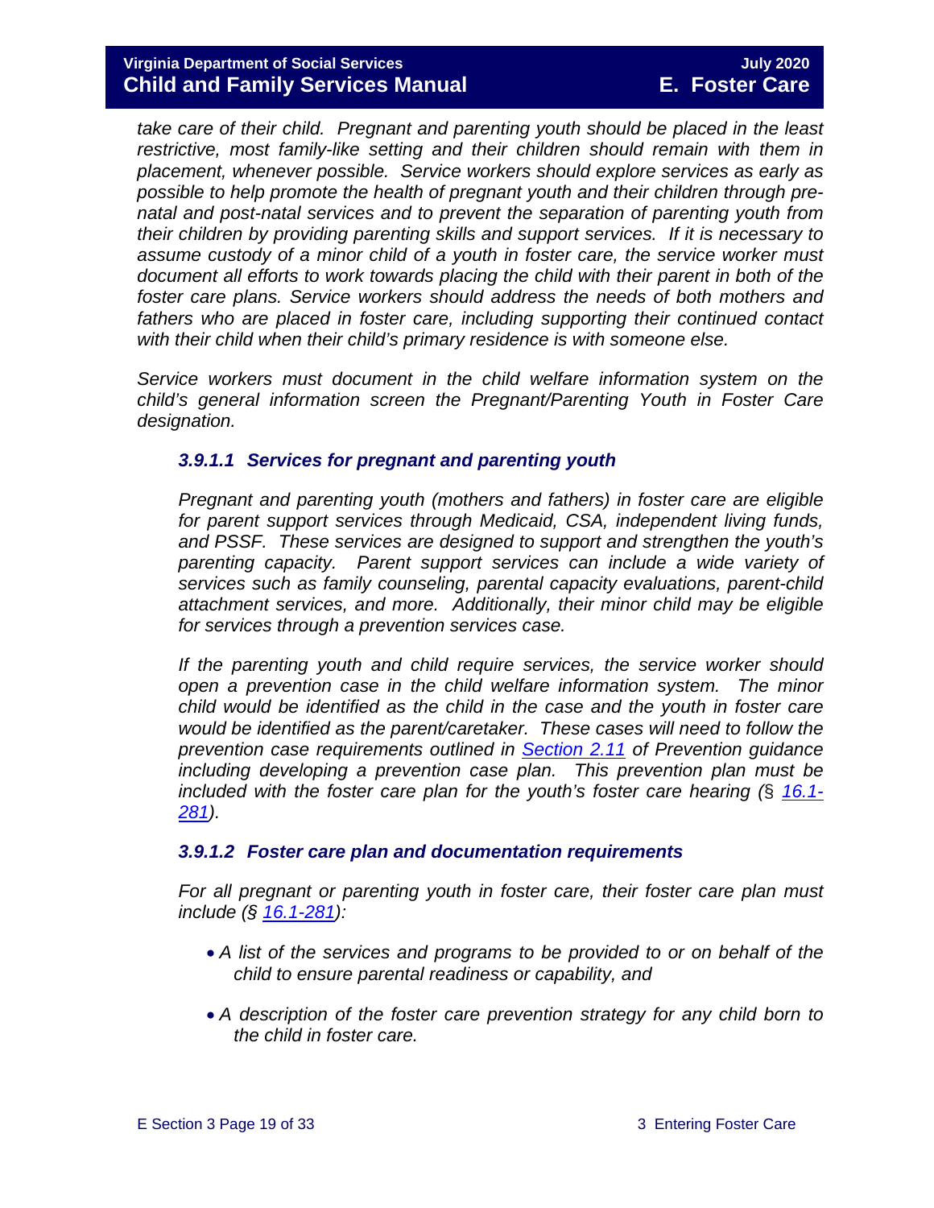*take care of their child. Pregnant and parenting youth should be placed in the least restrictive, most family-like setting and their children should remain with them in placement, whenever possible. Service workers should explore services as early as possible to help promote the health of pregnant youth and their children through pre-natal and post-natal services and to prevent the separation of parenting youth from their children by providing parenting skills and support services. If it is necessary to assume custody of a minor child of a youth in foster care, the service worker must document all efforts to work towards placing the child with their parent in both of the foster care plans. Service workers should address the needs of both mothers and fathers who are placed in foster care, including supporting their continued contact with their child when their child's primary residence is with someone else.*

*Service workers must document in the child welfare information system on the child's general information screen the Pregnant/Parenting Youth in Foster Care designation.*

#### *3.9.1.1 Services for pregnant and parenting youth*

*Pregnant and parenting youth (mothers and fathers) in foster care are eligible for parent support services through Medicaid, CSA, independent living funds, and PSSF. These services are designed to support and strengthen the youth's parenting capacity. Parent support services can include a wide variety of services such as family counseling, parental capacity evaluations, parent-child attachment services, and more. Additionally, their minor child may be eligible for services through a prevention services case.*

*If the parenting youth and child require services, the service worker should open a prevention case in the child welfare information system. The minor child would be identified as the child in the case and the youth in foster care would be identified as the parent/caretaker. These cases will need to follow the prevention case requirements outlined in [Section 2.11](#) of Prevention guidance including developing a prevention case plan. This prevention plan must be included with the foster care plan for the youth's foster care hearing (§ [16.1-281](#)).*

#### *3.9.1.2 Foster care plan and documentation requirements*

*For all pregnant or parenting youth in foster care, their foster care plan must include (§ [16.1-281](#)):*

- *A list of the services and programs to be provided to or on behalf of the child to ensure parental readiness or capability, and*
- *A description of the foster care prevention strategy for any child born to the child in foster care.*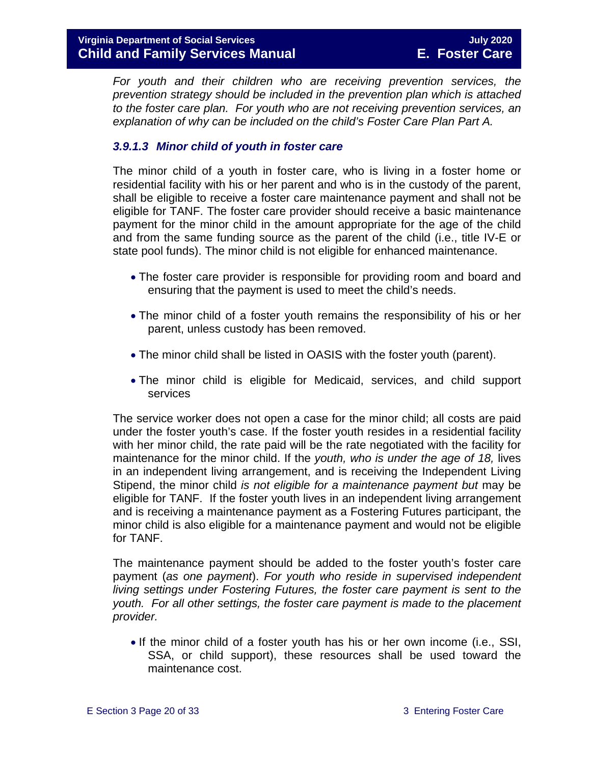*For youth and their children who are receiving prevention services, the prevention strategy should be included in the prevention plan which is attached to the foster care plan. For youth who are not receiving prevention services, an explanation of why can be included on the child's Foster Care Plan Part A.*

### *3.9.1.3 Minor child of youth in foster care*

The minor child of a youth in foster care, who is living in a foster home or residential facility with his or her parent and who is in the custody of the parent, shall be eligible to receive a foster care maintenance payment and shall not be eligible for TANF. The foster care provider should receive a basic maintenance payment for the minor child in the amount appropriate for the age of the child and from the same funding source as the parent of the child (i.e., title IV-E or state pool funds). The minor child is not eligible for enhanced maintenance.

- The foster care provider is responsible for providing room and board and ensuring that the payment is used to meet the child's needs.
- The minor child of a foster youth remains the responsibility of his or her parent, unless custody has been removed.
- The minor child shall be listed in OASIS with the foster youth (parent).
- The minor child is eligible for Medicaid, services, and child support services

The service worker does not open a case for the minor child; all costs are paid under the foster youth's case. If the foster youth resides in a residential facility with her minor child, the rate paid will be the rate negotiated with the facility for maintenance for the minor child. If the *youth, who is under the age of 18,* lives in an independent living arrangement, and is receiving the Independent Living Stipend, the minor child *is not eligible for a maintenance payment but* may be eligible for TANF. If the foster youth lives in an independent living arrangement and is receiving a maintenance payment as a Fostering Futures participant, the minor child is also eligible for a maintenance payment and would not be eligible for TANF.

The maintenance payment should be added to the foster youth's foster care payment (*as one payment*). *For youth who reside in supervised independent living settings under Fostering Futures, the foster care payment is sent to the youth. For all other settings, the foster care payment is made to the placement provider.*

- If the minor child of a foster youth has his or her own income (i.e., SSI, SSA, or child support), these resources shall be used toward the maintenance cost.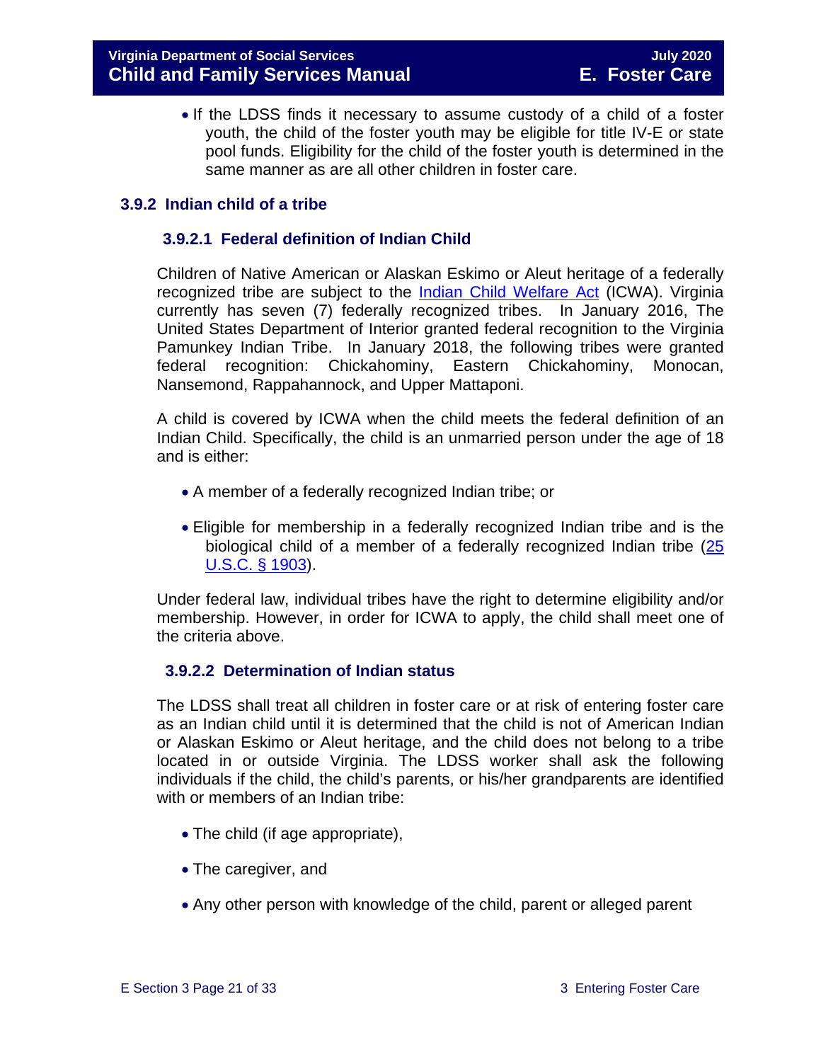- If the LDSS finds it necessary to assume custody of a child of a foster youth, the child of the foster youth may be eligible for title IV-E or state pool funds. Eligibility for the child of the foster youth is determined in the same manner as are all other children in foster care.

## 3.9.2 Indian child of a tribe

### 3.9.2.1 Federal definition of Indian Child

Children of Native American or Alaskan Eskimo or Aleut heritage of a federally recognized tribe are subject to the Indian Child Welfare Act (ICWA). Virginia currently has seven (7) federally recognized tribes. In January 2016, The United States Department of Interior granted federal recognition to the Virginia Pamunkey Indian Tribe. In January 2018, the following tribes were granted federal recognition: Chickahominy, Eastern Chickahominy, Monocan, Nansemond, Rappahannock, and Upper Mattaponi.

A child is covered by ICWA when the child meets the federal definition of an Indian Child. Specifically, the child is an unmarried person under the age of 18 and is either:

- A member of a federally recognized Indian tribe; or
- Eligible for membership in a federally recognized Indian tribe and is the biological child of a member of a federally recognized Indian tribe (25 U.S.C. § 1903).

Under federal law, individual tribes have the right to determine eligibility and/or membership. However, in order for ICWA to apply, the child shall meet one of the criteria above.

### 3.9.2.2 Determination of Indian status

The LDSS shall treat all children in foster care or at risk of entering foster care as an Indian child until it is determined that the child is not of American Indian or Alaskan Eskimo or Aleut heritage, and the child does not belong to a tribe located in or outside Virginia. The LDSS worker shall ask the following individuals if the child, the child's parents, or his/her grandparents are identified with or members of an Indian tribe:

- The child (if age appropriate),
- The caregiver, and
- Any other person with knowledge of the child, parent or alleged parent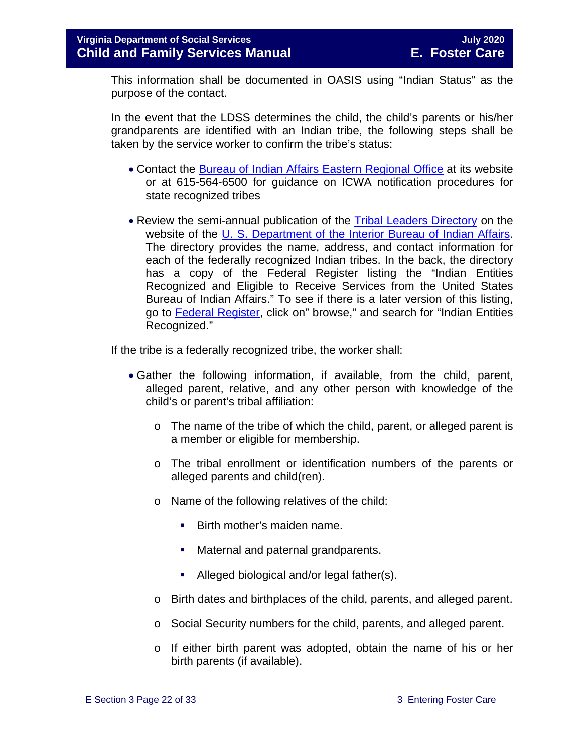This information shall be documented in OASIS using "Indian Status" as the purpose of the contact.

In the event that the LDSS determines the child, the child's parents or his/her grandparents are identified with an Indian tribe, the following steps shall be taken by the service worker to confirm the tribe's status:

- Contact the Bureau of Indian Affairs Eastern Regional Office at its website or at 615-564-6500 for guidance on ICWA notification procedures for state recognized tribes
- Review the semi-annual publication of the Tribal Leaders Directory on the website of the U. S. Department of the Interior Bureau of Indian Affairs. The directory provides the name, address, and contact information for each of the federally recognized Indian tribes. In the back, the directory has a copy of the Federal Register listing the "Indian Entities Recognized and Eligible to Receive Services from the United States Bureau of Indian Affairs." To see if there is a later version of this listing, go to Federal Register, click on" browse," and search for "Indian Entities Recognized."

If the tribe is a federally recognized tribe, the worker shall:

- Gather the following information, if available, from the child, parent, alleged parent, relative, and any other person with knowledge of the child's or parent's tribal affiliation:
  - The name of the tribe of which the child, parent, or alleged parent is a member or eligible for membership.
  - The tribal enrollment or identification numbers of the parents or alleged parents and child(ren).
  - Name of the following relatives of the child:
    - Birth mother's maiden name.
    - Maternal and paternal grandparents.
    - Alleged biological and/or legal father(s).
  - Birth dates and birthplaces of the child, parents, and alleged parent.
  - Social Security numbers for the child, parents, and alleged parent.
  - If either birth parent was adopted, obtain the name of his or her birth parents (if available).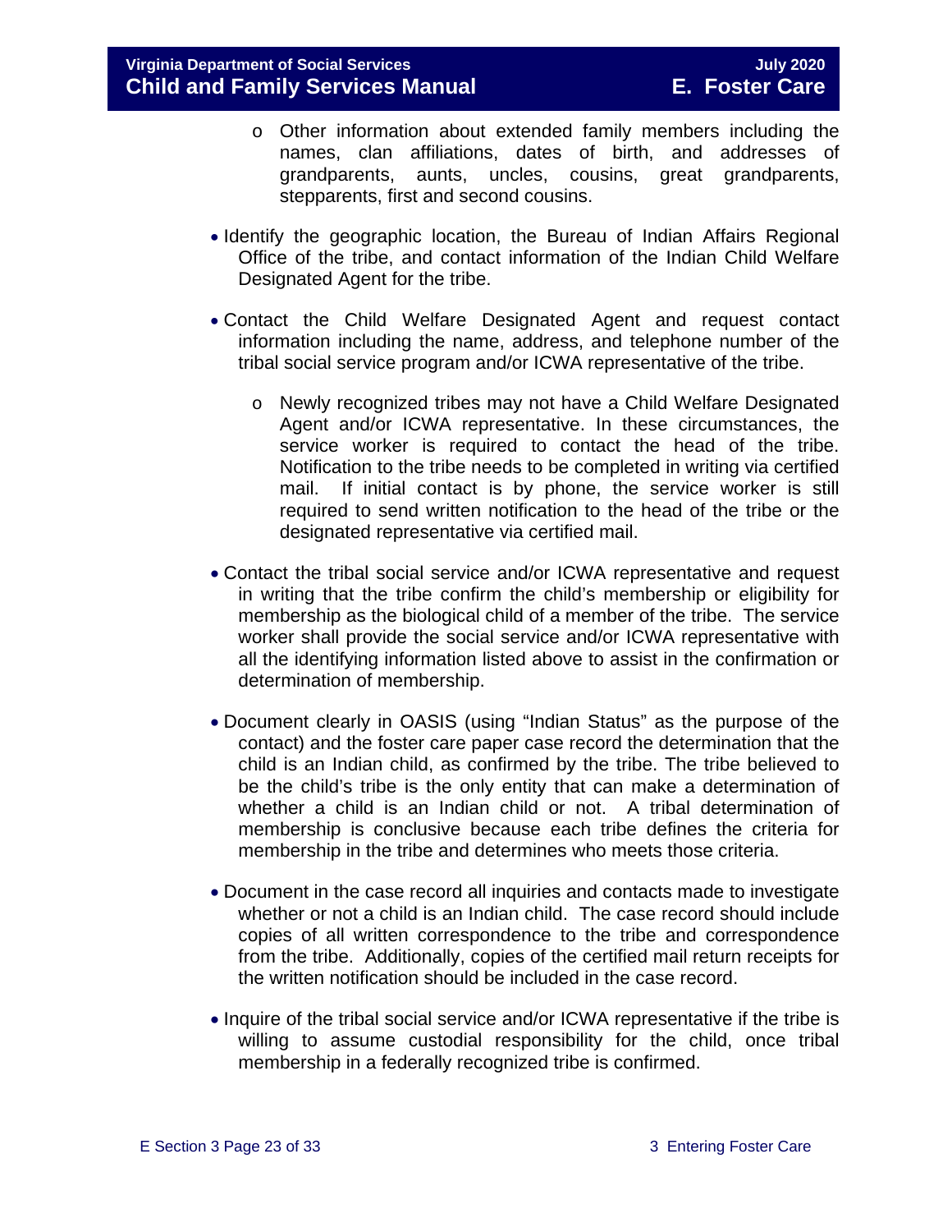- Other information about extended family members including the names, clan affiliations, dates of birth, and addresses of grandparents, aunts, uncles, cousins, great grandparents, stepparents, first and second cousins.

- Identify the geographic location, the Bureau of Indian Affairs Regional Office of the tribe, and contact information of the Indian Child Welfare Designated Agent for the tribe.

- Contact the Child Welfare Designated Agent and request contact information including the name, address, and telephone number of the tribal social service program and/or ICWA representative of the tribe.

    - Newly recognized tribes may not have a Child Welfare Designated Agent and/or ICWA representative. In these circumstances, the service worker is required to contact the head of the tribe. Notification to the tribe needs to be completed in writing via certified mail. If initial contact is by phone, the service worker is still required to send written notification to the head of the tribe or the designated representative via certified mail.

- Contact the tribal social service and/or ICWA representative and request in writing that the tribe confirm the child's membership or eligibility for membership as the biological child of a member of the tribe. The service worker shall provide the social service and/or ICWA representative with all the identifying information listed above to assist in the confirmation or determination of membership.

- Document clearly in OASIS (using "Indian Status" as the purpose of the contact) and the foster care paper case record the determination that the child is an Indian child, as confirmed by the tribe. The tribe believed to be the child's tribe is the only entity that can make a determination of whether a child is an Indian child or not. A tribal determination of membership is conclusive because each tribe defines the criteria for membership in the tribe and determines who meets those criteria.

- Document in the case record all inquiries and contacts made to investigate whether or not a child is an Indian child. The case record should include copies of all written correspondence to the tribe and correspondence from the tribe. Additionally, copies of the certified mail return receipts for the written notification should be included in the case record.

- Inquire of the tribal social service and/or ICWA representative if the tribe is willing to assume custodial responsibility for the child, once tribal membership in a federally recognized tribe is confirmed.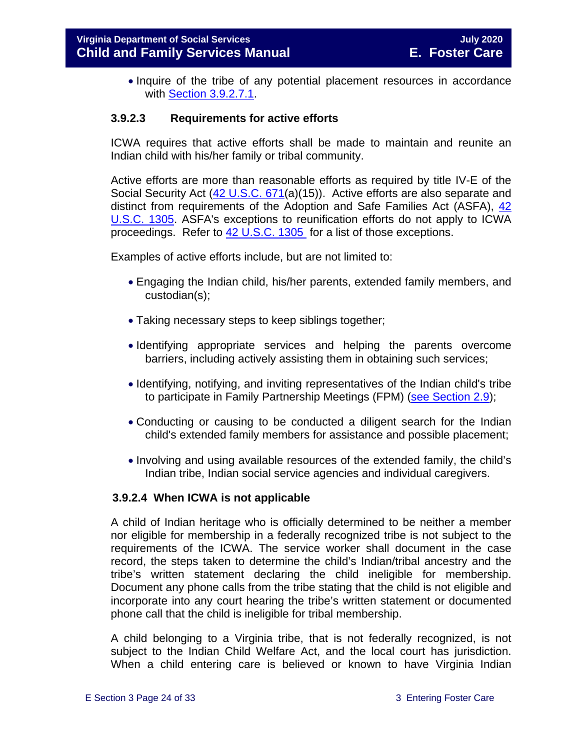- Inquire of the tribe of any potential placement resources in accordance with Section 3.9.2.7.1.

### 3.9.2.3 Requirements for active efforts

ICWA requires that active efforts shall be made to maintain and reunite an Indian child with his/her family or tribal community.

Active efforts are more than reasonable efforts as required by title IV-E of the Social Security Act (42 U.S.C. 671(a)(15)). Active efforts are also separate and distinct from requirements of the Adoption and Safe Families Act (ASFA), 42 U.S.C. 1305. ASFA's exceptions to reunification efforts do not apply to ICWA proceedings. Refer to 42 U.S.C. 1305 for a list of those exceptions.

Examples of active efforts include, but are not limited to:

- Engaging the Indian child, his/her parents, extended family members, and custodian(s);
- Taking necessary steps to keep siblings together;
- Identifying appropriate services and helping the parents overcome barriers, including actively assisting them in obtaining such services;
- Identifying, notifying, and inviting representatives of the Indian child's tribe to participate in Family Partnership Meetings (FPM) (see Section 2.9);
- Conducting or causing to be conducted a diligent search for the Indian child's extended family members for assistance and possible placement;
- Involving and using available resources of the extended family, the child's Indian tribe, Indian social service agencies and individual caregivers.

### 3.9.2.4 When ICWA is not applicable

A child of Indian heritage who is officially determined to be neither a member nor eligible for membership in a federally recognized tribe is not subject to the requirements of the ICWA. The service worker shall document in the case record, the steps taken to determine the child's Indian/tribal ancestry and the tribe's written statement declaring the child ineligible for membership. Document any phone calls from the tribe stating that the child is not eligible and incorporate into any court hearing the tribe's written statement or documented phone call that the child is ineligible for tribal membership.

A child belonging to a Virginia tribe, that is not federally recognized, is not subject to the Indian Child Welfare Act, and the local court has jurisdiction. When a child entering care is believed or known to have Virginia Indian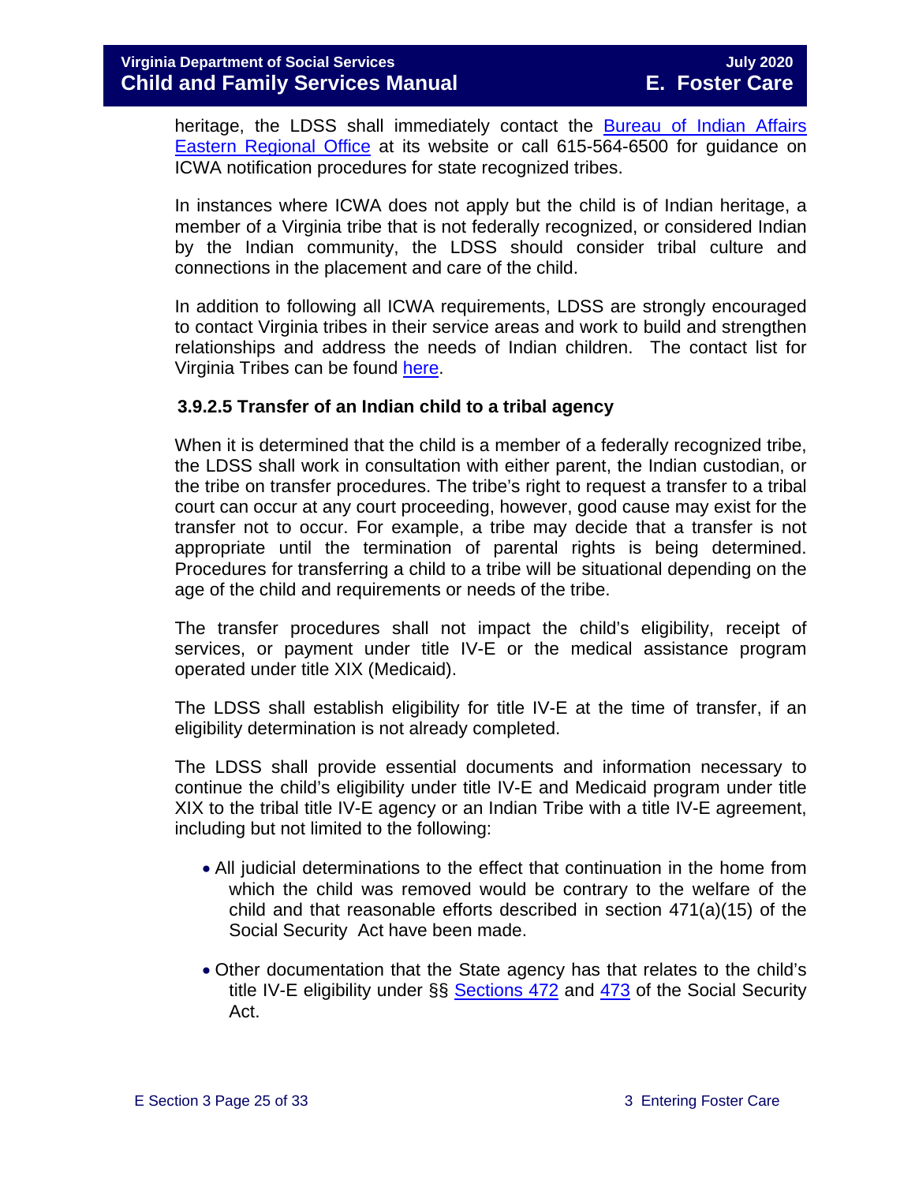heritage, the LDSS shall immediately contact the Bureau of Indian Affairs Eastern Regional Office at its website or call 615-564-6500 for guidance on ICWA notification procedures for state recognized tribes.

In instances where ICWA does not apply but the child is of Indian heritage, a member of a Virginia tribe that is not federally recognized, or considered Indian by the Indian community, the LDSS should consider tribal culture and connections in the placement and care of the child.

In addition to following all ICWA requirements, LDSS are strongly encouraged to contact Virginia tribes in their service areas and work to build and strengthen relationships and address the needs of Indian children. The contact list for Virginia Tribes can be found here.

### 3.9.2.5 Transfer of an Indian child to a tribal agency

When it is determined that the child is a member of a federally recognized tribe, the LDSS shall work in consultation with either parent, the Indian custodian, or the tribe on transfer procedures. The tribe's right to request a transfer to a tribal court can occur at any court proceeding, however, good cause may exist for the transfer not to occur. For example, a tribe may decide that a transfer is not appropriate until the termination of parental rights is being determined. Procedures for transferring a child to a tribe will be situational depending on the age of the child and requirements or needs of the tribe.

The transfer procedures shall not impact the child's eligibility, receipt of services, or payment under title IV-E or the medical assistance program operated under title XIX (Medicaid).

The LDSS shall establish eligibility for title IV-E at the time of transfer, if an eligibility determination is not already completed.

The LDSS shall provide essential documents and information necessary to continue the child's eligibility under title IV-E and Medicaid program under title XIX to the tribal title IV-E agency or an Indian Tribe with a title IV-E agreement, including but not limited to the following:

- All judicial determinations to the effect that continuation in the home from which the child was removed would be contrary to the welfare of the child and that reasonable efforts described in section 471(a)(15) of the Social Security Act have been made.
- Other documentation that the State agency has that relates to the child's title IV-E eligibility under §§ Sections 472 and 473 of the Social Security Act.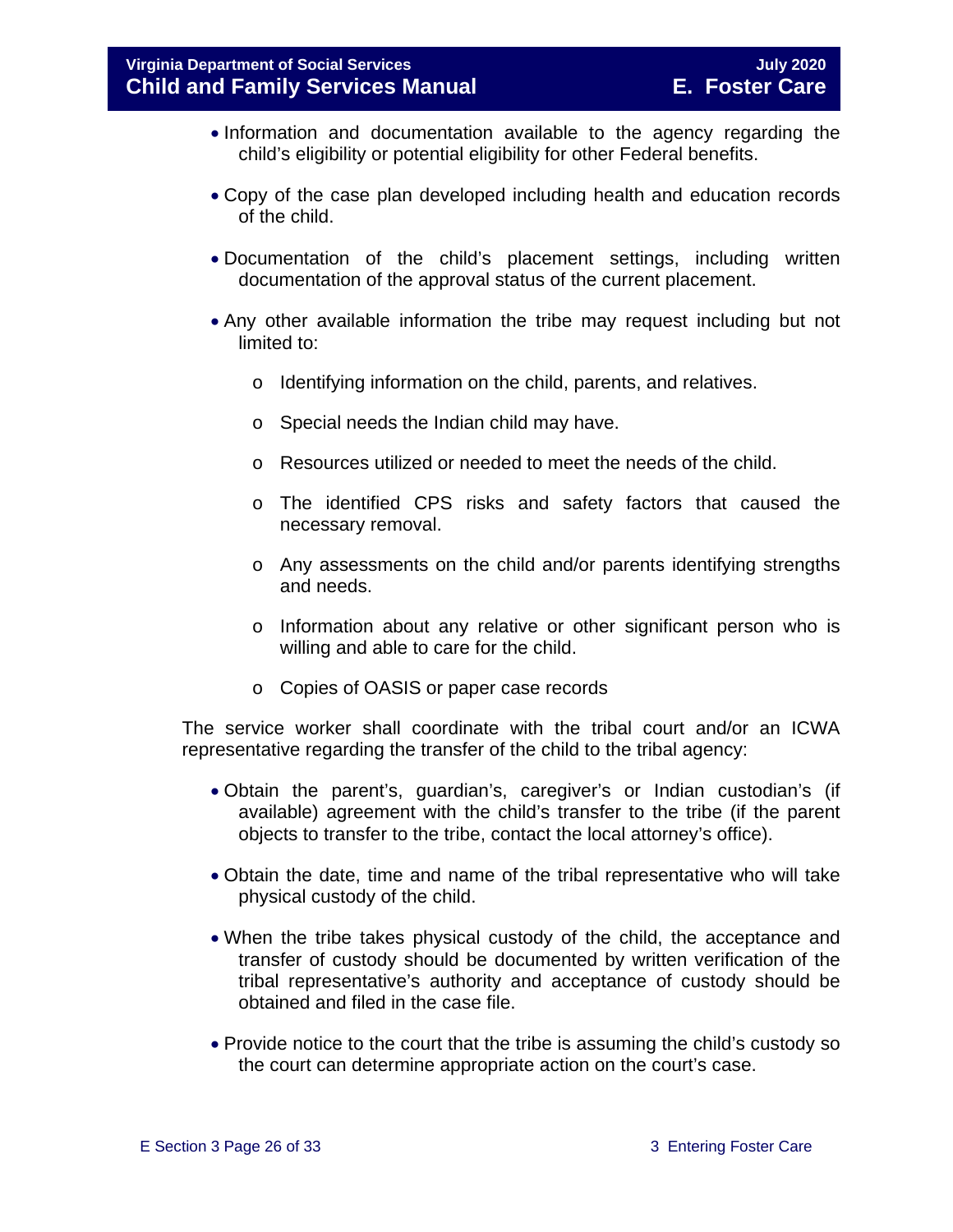- Information and documentation available to the agency regarding the child's eligibility or potential eligibility for other Federal benefits.

- Copy of the case plan developed including health and education records of the child.

- Documentation of the child's placement settings, including written documentation of the approval status of the current placement.

- Any other available information the tribe may request including but not limited to:

  - Identifying information on the child, parents, and relatives.

  - Special needs the Indian child may have.

  - Resources utilized or needed to meet the needs of the child.

  - The identified CPS risks and safety factors that caused the necessary removal.

  - Any assessments on the child and/or parents identifying strengths and needs.

  - Information about any relative or other significant person who is willing and able to care for the child.

  - Copies of OASIS or paper case records

The service worker shall coordinate with the tribal court and/or an ICWA representative regarding the transfer of the child to the tribal agency:

- Obtain the parent's, guardian's, caregiver's or Indian custodian's (if available) agreement with the child's transfer to the tribe (if the parent objects to transfer to the tribe, contact the local attorney's office).

- Obtain the date, time and name of the tribal representative who will take physical custody of the child.

- When the tribe takes physical custody of the child, the acceptance and transfer of custody should be documented by written verification of the tribal representative's authority and acceptance of custody should be obtained and filed in the case file.

- Provide notice to the court that the tribe is assuming the child's custody so the court can determine appropriate action on the court's case.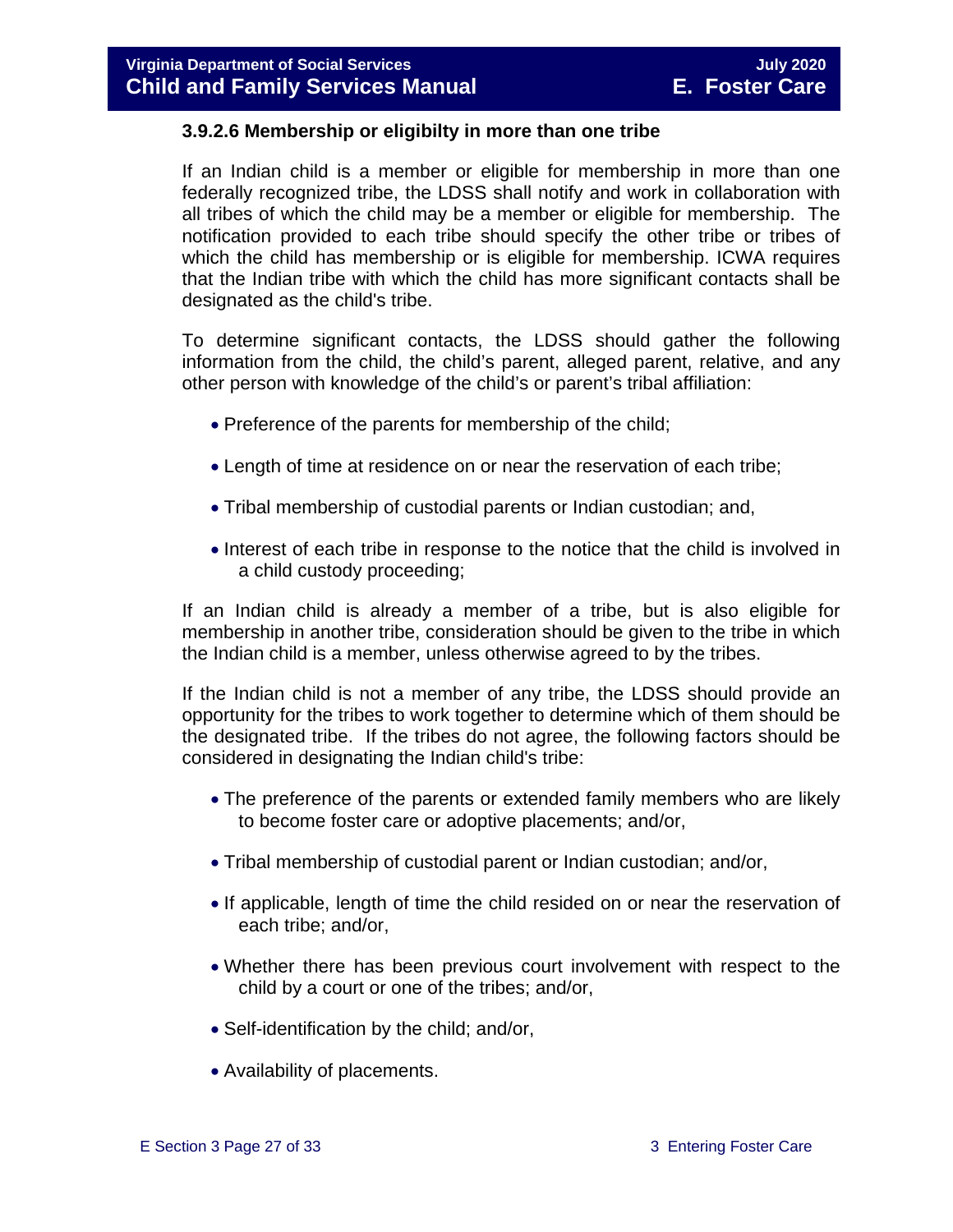### 3.9.2.6 Membership or eligibilty in more than one tribe

If an Indian child is a member or eligible for membership in more than one federally recognized tribe, the LDSS shall notify and work in collaboration with all tribes of which the child may be a member or eligible for membership. The notification provided to each tribe should specify the other tribe or tribes of which the child has membership or is eligible for membership. ICWA requires that the Indian tribe with which the child has more significant contacts shall be designated as the child's tribe.

To determine significant contacts, the LDSS should gather the following information from the child, the child's parent, alleged parent, relative, and any other person with knowledge of the child's or parent's tribal affiliation:

- Preference of the parents for membership of the child;
- Length of time at residence on or near the reservation of each tribe;
- Tribal membership of custodial parents or Indian custodian; and,
- Interest of each tribe in response to the notice that the child is involved in a child custody proceeding;

If an Indian child is already a member of a tribe, but is also eligible for membership in another tribe, consideration should be given to the tribe in which the Indian child is a member, unless otherwise agreed to by the tribes.

If the Indian child is not a member of any tribe, the LDSS should provide an opportunity for the tribes to work together to determine which of them should be the designated tribe. If the tribes do not agree, the following factors should be considered in designating the Indian child's tribe:

- The preference of the parents or extended family members who are likely to become foster care or adoptive placements; and/or,
- Tribal membership of custodial parent or Indian custodian; and/or,
- If applicable, length of time the child resided on or near the reservation of each tribe; and/or,
- Whether there has been previous court involvement with respect to the child by a court or one of the tribes; and/or,
- Self-identification by the child; and/or,
- Availability of placements.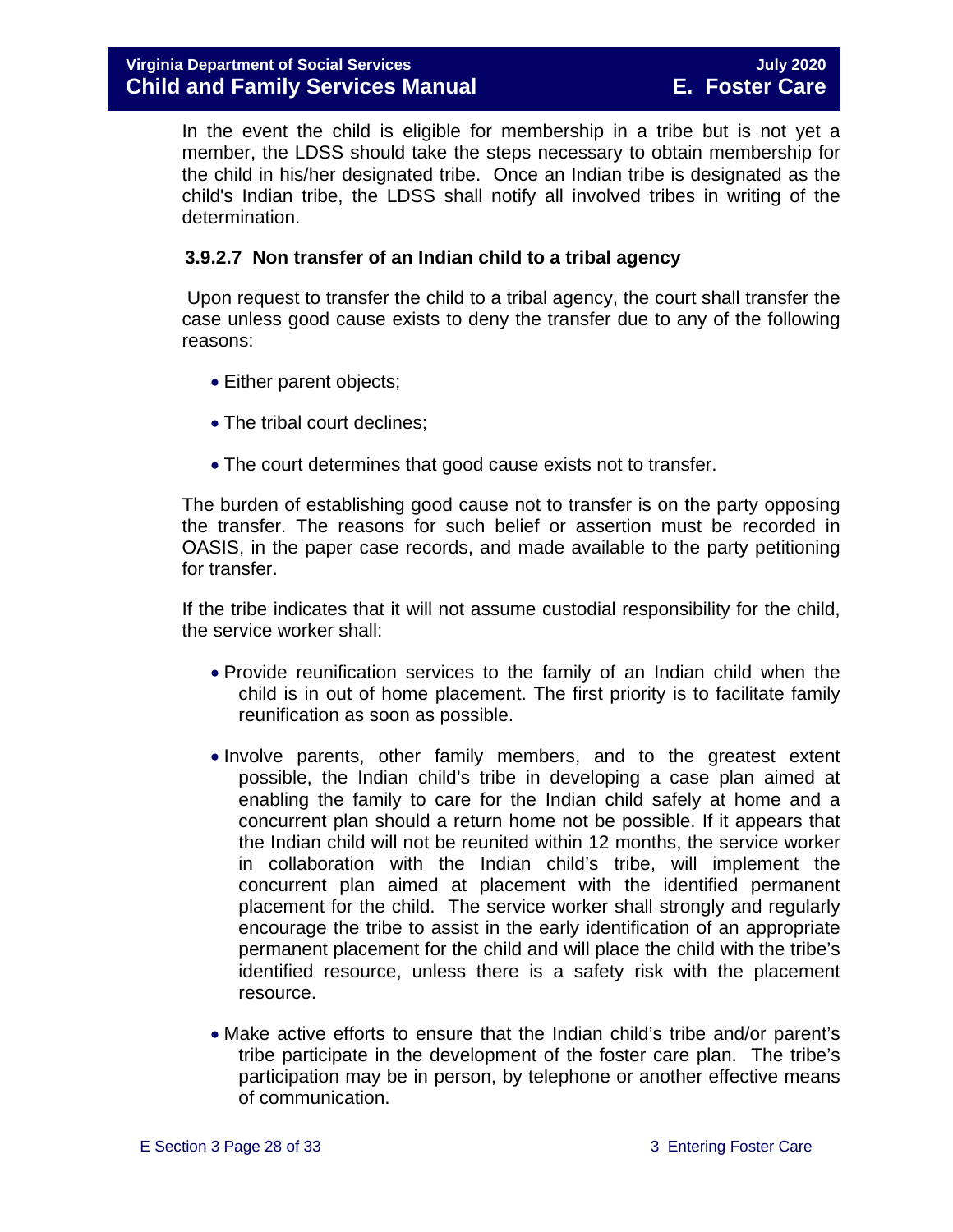In the event the child is eligible for membership in a tribe but is not yet a member, the LDSS should take the steps necessary to obtain membership for the child in his/her designated tribe. Once an Indian tribe is designated as the child's Indian tribe, the LDSS shall notify all involved tribes in writing of the determination.

#### 3.9.2.7 Non transfer of an Indian child to a tribal agency

Upon request to transfer the child to a tribal agency, the court shall transfer the case unless good cause exists to deny the transfer due to any of the following reasons:

- Either parent objects;
- The tribal court declines;
- The court determines that good cause exists not to transfer.

The burden of establishing good cause not to transfer is on the party opposing the transfer. The reasons for such belief or assertion must be recorded in OASIS, in the paper case records, and made available to the party petitioning for transfer.

If the tribe indicates that it will not assume custodial responsibility for the child, the service worker shall:

- Provide reunification services to the family of an Indian child when the child is in out of home placement. The first priority is to facilitate family reunification as soon as possible.
- Involve parents, other family members, and to the greatest extent possible, the Indian child's tribe in developing a case plan aimed at enabling the family to care for the Indian child safely at home and a concurrent plan should a return home not be possible. If it appears that the Indian child will not be reunited within 12 months, the service worker in collaboration with the Indian child's tribe, will implement the concurrent plan aimed at placement with the identified permanent placement for the child. The service worker shall strongly and regularly encourage the tribe to assist in the early identification of an appropriate permanent placement for the child and will place the child with the tribe's identified resource, unless there is a safety risk with the placement resource.
- Make active efforts to ensure that the Indian child's tribe and/or parent's tribe participate in the development of the foster care plan. The tribe's participation may be in person, by telephone or another effective means of communication.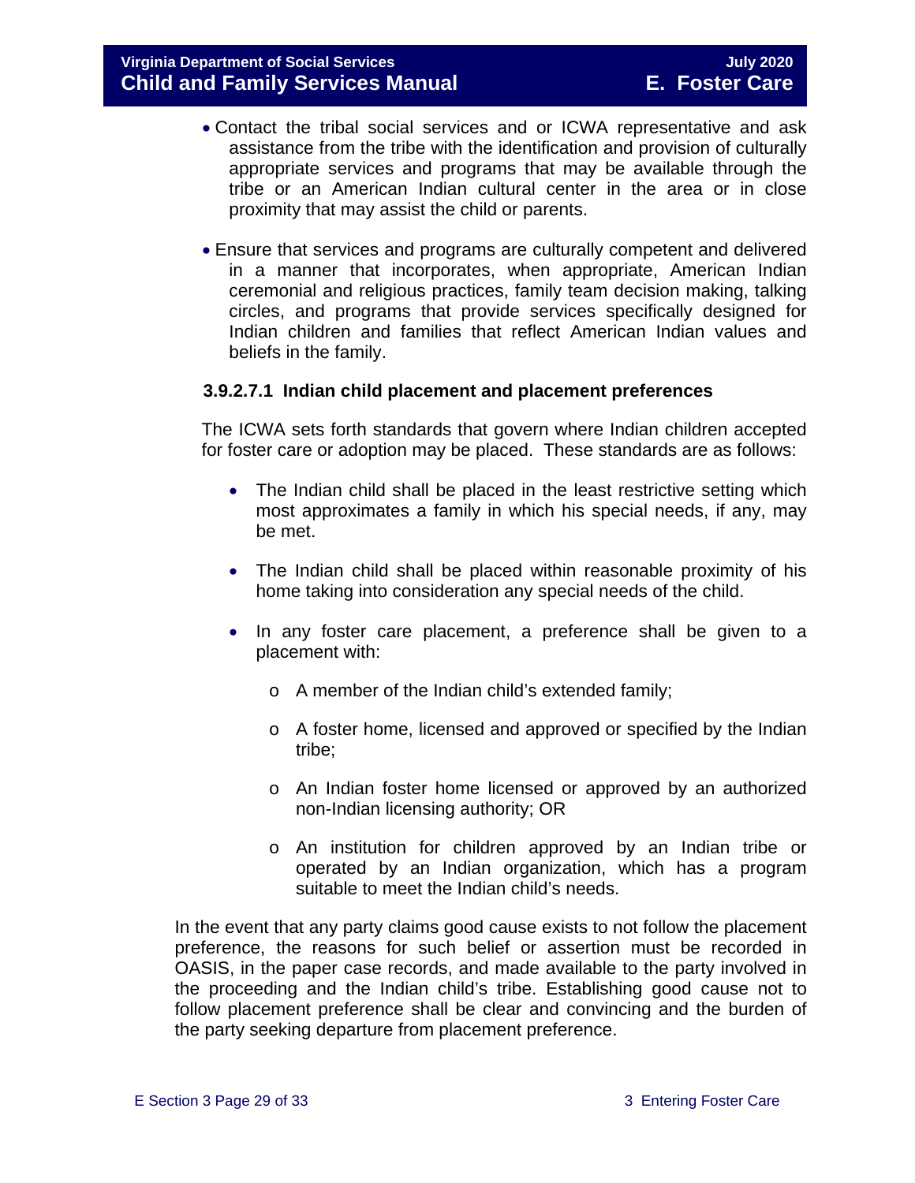- Contact the tribal social services and or ICWA representative and ask assistance from the tribe with the identification and provision of culturally appropriate services and programs that may be available through the tribe or an American Indian cultural center in the area or in close proximity that may assist the child or parents.

- Ensure that services and programs are culturally competent and delivered in a manner that incorporates, when appropriate, American Indian ceremonial and religious practices, family team decision making, talking circles, and programs that provide services specifically designed for Indian children and families that reflect American Indian values and beliefs in the family.

#### 3.9.2.7.1 Indian child placement and placement preferences

The ICWA sets forth standards that govern where Indian children accepted for foster care or adoption may be placed. These standards are as follows:

- The Indian child shall be placed in the least restrictive setting which most approximates a family in which his special needs, if any, may be met.

- The Indian child shall be placed within reasonable proximity of his home taking into consideration any special needs of the child.

- In any foster care placement, a preference shall be given to a placement with:
  - A member of the Indian child's extended family;
  - A foster home, licensed and approved or specified by the Indian tribe;
  - An Indian foster home licensed or approved by an authorized non-Indian licensing authority; OR
  - An institution for children approved by an Indian tribe or operated by an Indian organization, which has a program suitable to meet the Indian child's needs.

In the event that any party claims good cause exists to not follow the placement preference, the reasons for such belief or assertion must be recorded in OASIS, in the paper case records, and made available to the party involved in the proceeding and the Indian child's tribe. Establishing good cause not to follow placement preference shall be clear and convincing and the burden of the party seeking departure from placement preference.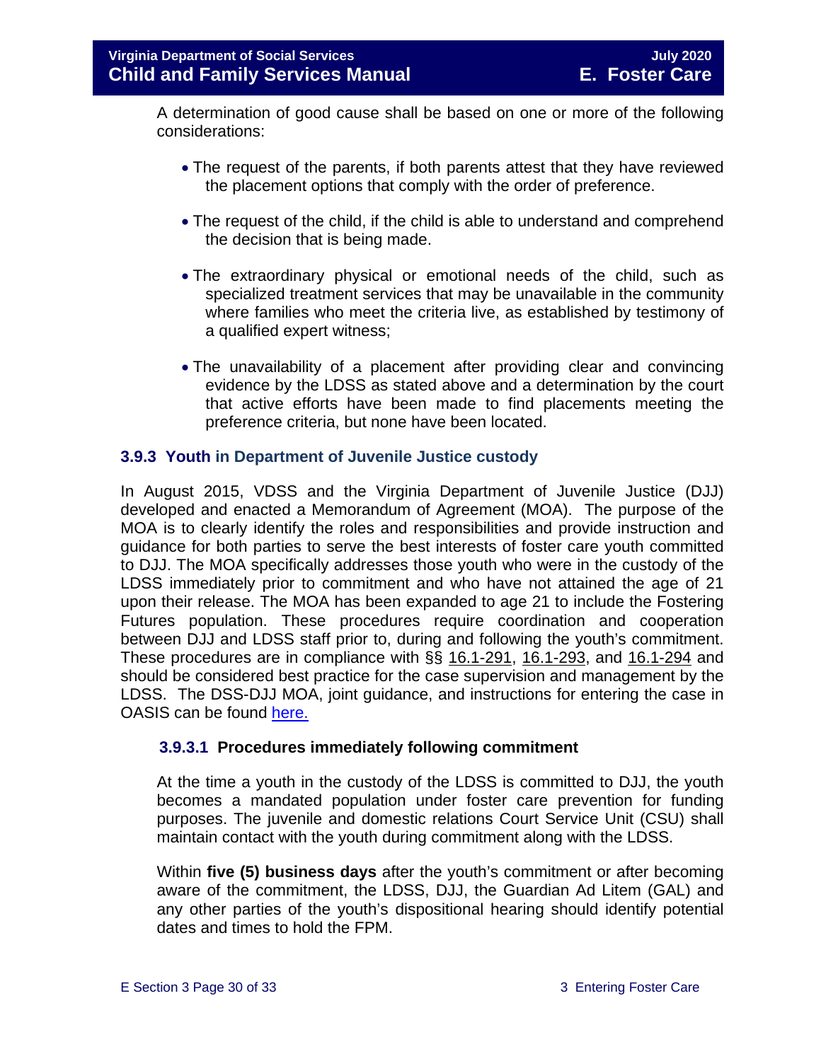A determination of good cause shall be based on one or more of the following considerations:

- The request of the parents, if both parents attest that they have reviewed the placement options that comply with the order of preference.
- The request of the child, if the child is able to understand and comprehend the decision that is being made.
- The extraordinary physical or emotional needs of the child, such as specialized treatment services that may be unavailable in the community where families who meet the criteria live, as established by testimony of a qualified expert witness;
- The unavailability of a placement after providing clear and convincing evidence by the LDSS as stated above and a determination by the court that active efforts have been made to find placements meeting the preference criteria, but none have been located.

### 3.9.3 Youth in Department of Juvenile Justice custody

In August 2015, VDSS and the Virginia Department of Juvenile Justice (DJJ) developed and enacted a Memorandum of Agreement (MOA). The purpose of the MOA is to clearly identify the roles and responsibilities and provide instruction and guidance for both parties to serve the best interests of foster care youth committed to DJJ. The MOA specifically addresses those youth who were in the custody of the LDSS immediately prior to commitment and who have not attained the age of 21 upon their release. The MOA has been expanded to age 21 to include the Fostering Futures population. These procedures require coordination and cooperation between DJJ and LDSS staff prior to, during and following the youth's commitment. These procedures are in compliance with §§ 16.1-291, 16.1-293, and 16.1-294 and should be considered best practice for the case supervision and management by the LDSS. The DSS-DJJ MOA, joint guidance, and instructions for entering the case in OASIS can be found here.

#### 3.9.3.1 Procedures immediately following commitment

At the time a youth in the custody of the LDSS is committed to DJJ, the youth becomes a mandated population under foster care prevention for funding purposes. The juvenile and domestic relations Court Service Unit (CSU) shall maintain contact with the youth during commitment along with the LDSS.

Within **five (5) business days** after the youth's commitment or after becoming aware of the commitment, the LDSS, DJJ, the Guardian Ad Litem (GAL) and any other parties of the youth's dispositional hearing should identify potential dates and times to hold the FPM.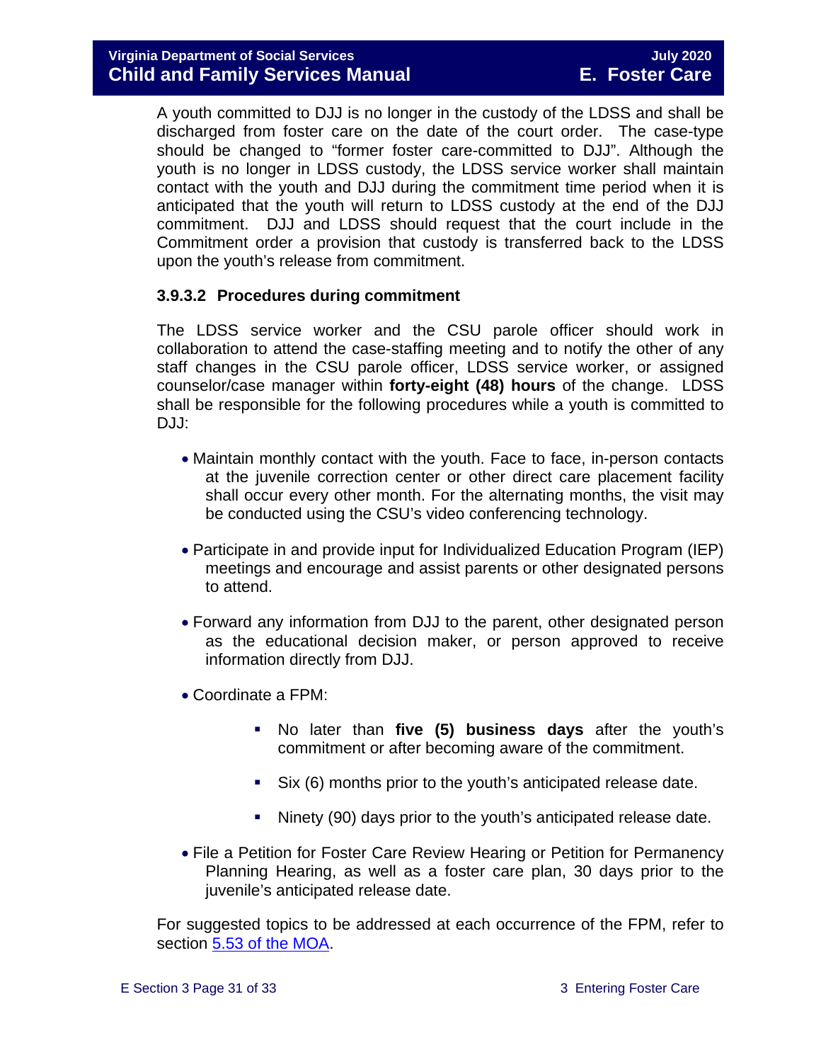A youth committed to DJJ is no longer in the custody of the LDSS and shall be discharged from foster care on the date of the court order. The case-type should be changed to "former foster care-committed to DJJ". Although the youth is no longer in LDSS custody, the LDSS service worker shall maintain contact with the youth and DJJ during the commitment time period when it is anticipated that the youth will return to LDSS custody at the end of the DJJ commitment. DJJ and LDSS should request that the court include in the Commitment order a provision that custody is transferred back to the LDSS upon the youth's release from commitment.

#### 3.9.3.2 Procedures during commitment

The LDSS service worker and the CSU parole officer should work in collaboration to attend the case-staffing meeting and to notify the other of any staff changes in the CSU parole officer, LDSS service worker, or assigned counselor/case manager within **forty-eight (48) hours** of the change. LDSS shall be responsible for the following procedures while a youth is committed to DJJ:

- Maintain monthly contact with the youth. Face to face, in-person contacts at the juvenile correction center or other direct care placement facility shall occur every other month. For the alternating months, the visit may be conducted using the CSU's video conferencing technology.
- Participate in and provide input for Individualized Education Program (IEP) meetings and encourage and assist parents or other designated persons to attend.
- Forward any information from DJJ to the parent, other designated person as the educational decision maker, or person approved to receive information directly from DJJ.
- Coordinate a FPM:
  - No later than **five (5) business days** after the youth's commitment or after becoming aware of the commitment.
  - Six (6) months prior to the youth's anticipated release date.
  - Ninety (90) days prior to the youth's anticipated release date.
- File a Petition for Foster Care Review Hearing or Petition for Permanency Planning Hearing, as well as a foster care plan, 30 days prior to the juvenile's anticipated release date.

For suggested topics to be addressed at each occurrence of the FPM, refer to section [5.53 of the MOA](5.53 of the MOA).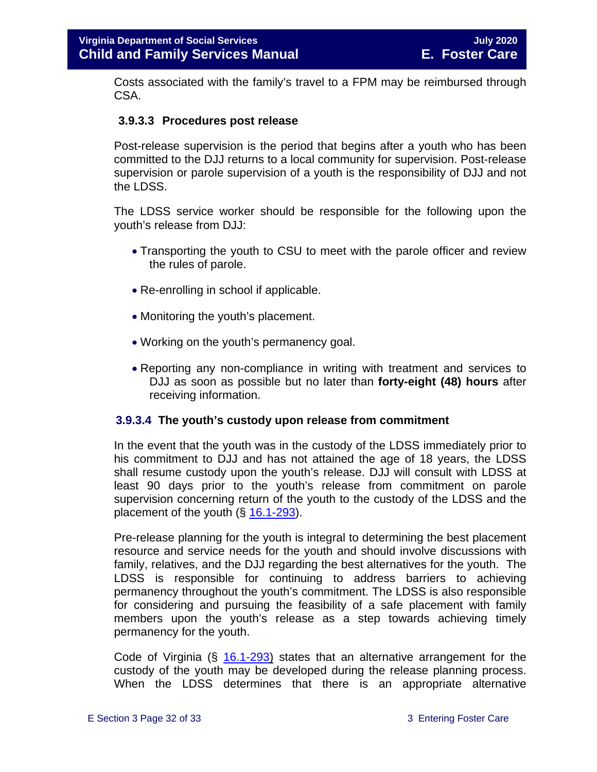Costs associated with the family's travel to a FPM may be reimbursed through CSA.

### 3.9.3.3 Procedures post release

Post-release supervision is the period that begins after a youth who has been committed to the DJJ returns to a local community for supervision. Post-release supervision or parole supervision of a youth is the responsibility of DJJ and not the LDSS.

The LDSS service worker should be responsible for the following upon the youth's release from DJJ:

- Transporting the youth to CSU to meet with the parole officer and review the rules of parole.
- Re-enrolling in school if applicable.
- Monitoring the youth's placement.
- Working on the youth's permanency goal.
- Reporting any non-compliance in writing with treatment and services to DJJ as soon as possible but no later than **forty-eight (48) hours** after receiving information.

### 3.9.3.4 The youth's custody upon release from commitment

In the event that the youth was in the custody of the LDSS immediately prior to his commitment to DJJ and has not attained the age of 18 years, the LDSS shall resume custody upon the youth's release. DJJ will consult with LDSS at least 90 days prior to the youth's release from commitment on parole supervision concerning return of the youth to the custody of the LDSS and the placement of the youth (§ 16.1-293).

Pre-release planning for the youth is integral to determining the best placement resource and service needs for the youth and should involve discussions with family, relatives, and the DJJ regarding the best alternatives for the youth. The LDSS is responsible for continuing to address barriers to achieving permanency throughout the youth's commitment. The LDSS is also responsible for considering and pursuing the feasibility of a safe placement with family members upon the youth's release as a step towards achieving timely permanency for the youth.

Code of Virginia (§ 16.1-293) states that an alternative arrangement for the custody of the youth may be developed during the release planning process. When the LDSS determines that there is an appropriate alternative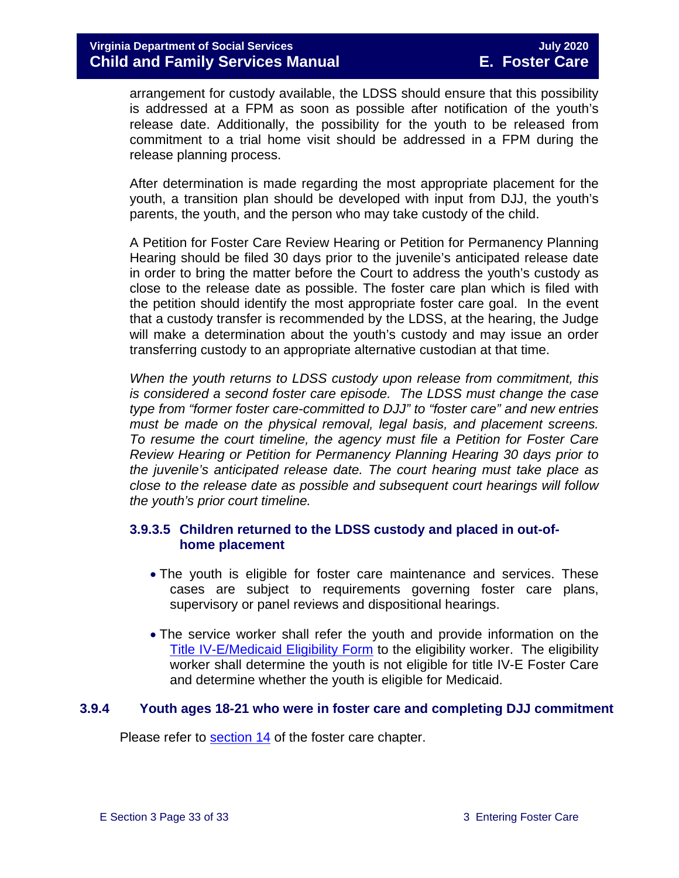arrangement for custody available, the LDSS should ensure that this possibility is addressed at a FPM as soon as possible after notification of the youth's release date. Additionally, the possibility for the youth to be released from commitment to a trial home visit should be addressed in a FPM during the release planning process.

After determination is made regarding the most appropriate placement for the youth, a transition plan should be developed with input from DJJ, the youth's parents, the youth, and the person who may take custody of the child.

A Petition for Foster Care Review Hearing or Petition for Permanency Planning Hearing should be filed 30 days prior to the juvenile's anticipated release date in order to bring the matter before the Court to address the youth's custody as close to the release date as possible. The foster care plan which is filed with the petition should identify the most appropriate foster care goal. In the event that a custody transfer is recommended by the LDSS, at the hearing, the Judge will make a determination about the youth's custody and may issue an order transferring custody to an appropriate alternative custodian at that time.

*When the youth returns to LDSS custody upon release from commitment, this is considered a second foster care episode. The LDSS must change the case type from "former foster care-committed to DJJ" to "foster care" and new entries must be made on the physical removal, legal basis, and placement screens. To resume the court timeline, the agency must file a Petition for Foster Care Review Hearing or Petition for Permanency Planning Hearing 30 days prior to the juvenile's anticipated release date. The court hearing must take place as close to the release date as possible and subsequent court hearings will follow the youth's prior court timeline.*

#### 3.9.3.5 Children returned to the LDSS custody and placed in out-of-home placement

- The youth is eligible for foster care maintenance and services. These cases are subject to requirements governing foster care plans, supervisory or panel reviews and dispositional hearings.
- The service worker shall refer the youth and provide information on the Title IV-E/Medicaid Eligibility Form to the eligibility worker. The eligibility worker shall determine the youth is not eligible for title IV-E Foster Care and determine whether the youth is eligible for Medicaid.

### 3.9.4 Youth ages 18-21 who were in foster care and completing DJJ commitment

Please refer to section 14 of the foster care chapter.